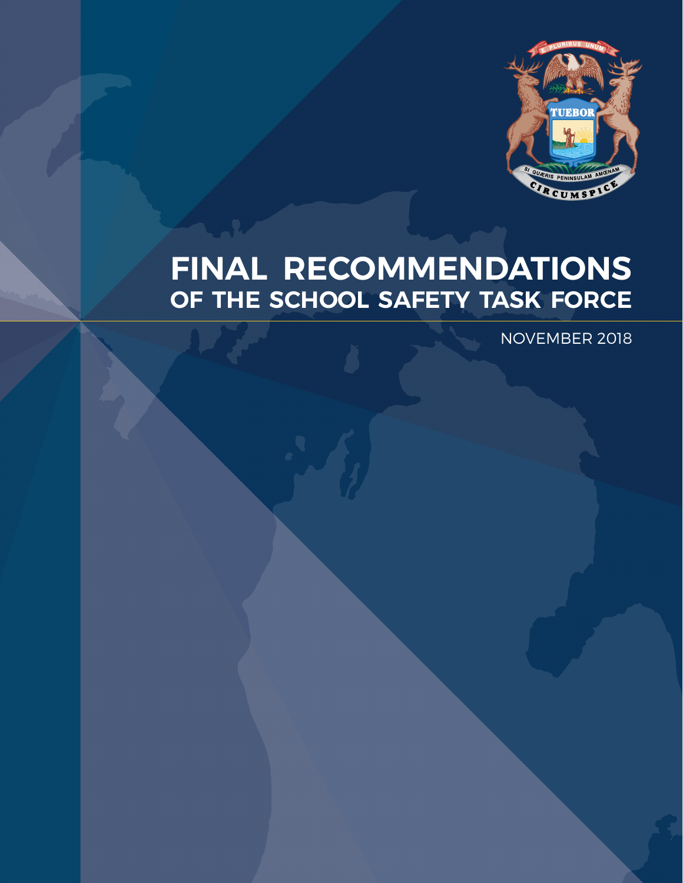# FINAL RECOMMENDATIONS OF THE SCHOOL SAFETY TASK FORCE

NOVEMBER 2018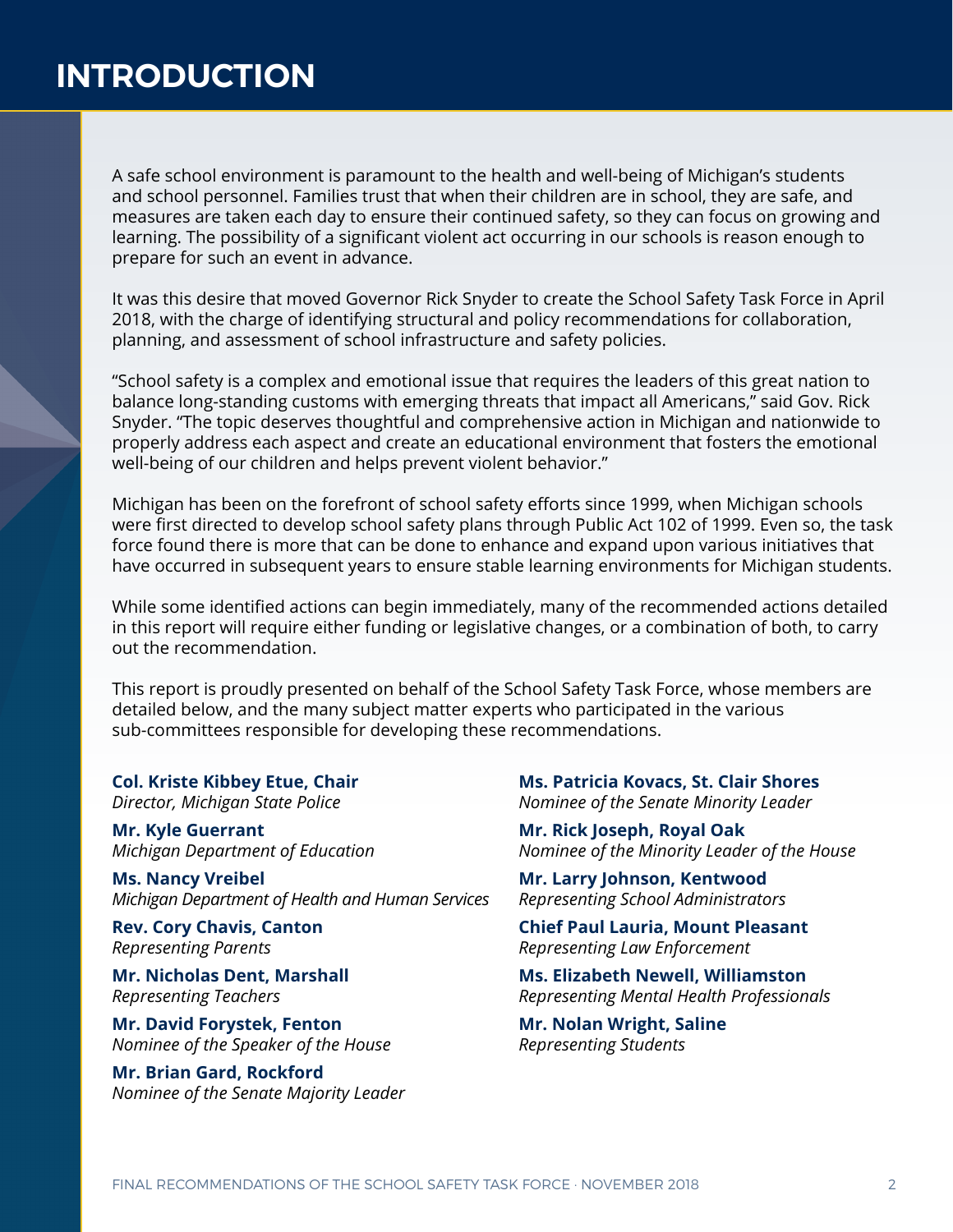# INTRODUCTION

A safe school environment is paramount to the health and well-being of Michigan's students and school personnel. Families trust that when their children are in school, they are safe, and measures are taken each day to ensure their continued safety, so they can focus on growing and learning. The possibility of a significant violent act occurring in our schools is reason enough to prepare for such an event in advance.

It was this desire that moved Governor Rick Snyder to create the School Safety Task Force in April 2018, with the charge of identifying structural and policy recommendations for collaboration, planning, and assessment of school infrastructure and safety policies.

"School safety is a complex and emotional issue that requires the leaders of this great nation to balance long-standing customs with emerging threats that impact all Americans," said Gov. Rick Snyder. "The topic deserves thoughtful and comprehensive action in Michigan and nationwide to properly address each aspect and create an educational environment that fosters the emotional well-being of our children and helps prevent violent behavior."

Michigan has been on the forefront of school safety efforts since 1999, when Michigan schools were first directed to develop school safety plans through Public Act 102 of 1999. Even so, the task force found there is more that can be done to enhance and expand upon various initiatives that have occurred in subsequent years to ensure stable learning environments for Michigan students.

While some identified actions can begin immediately, many of the recommended actions detailed in this report will require either funding or legislative changes, or a combination of both, to carry out the recommendation.

This report is proudly presented on behalf of the School Safety Task Force, whose members are detailed below, and the many subject matter experts who participated in the various sub-committees responsible for developing these recommendations.

**Col. Kriste Kibbey Etue, Chair**
*Director, Michigan State Police*

**Mr. Kyle Guerrant**
*Michigan Department of Education*

**Ms. Nancy Vreibel**
*Michigan Department of Health and Human Services*

**Rev. Cory Chavis, Canton**
*Representing Parents*

**Mr. Nicholas Dent, Marshall**
*Representing Teachers*

**Mr. David Forystek, Fenton**
*Nominee of the Speaker of the House*

**Mr. Brian Gard, Rockford**
*Nominee of the Senate Majority Leader*

**Ms. Patricia Kovacs, St. Clair Shores**
*Nominee of the Senate Minority Leader*

**Mr. Rick Joseph, Royal Oak**
*Nominee of the Minority Leader of the House*

**Mr. Larry Johnson, Kentwood**
*Representing School Administrators*

**Chief Paul Lauria, Mount Pleasant**
*Representing Law Enforcement*

**Ms. Elizabeth Newell, Williamston**
*Representing Mental Health Professionals*

**Mr. Nolan Wright, Saline**
*Representing Students*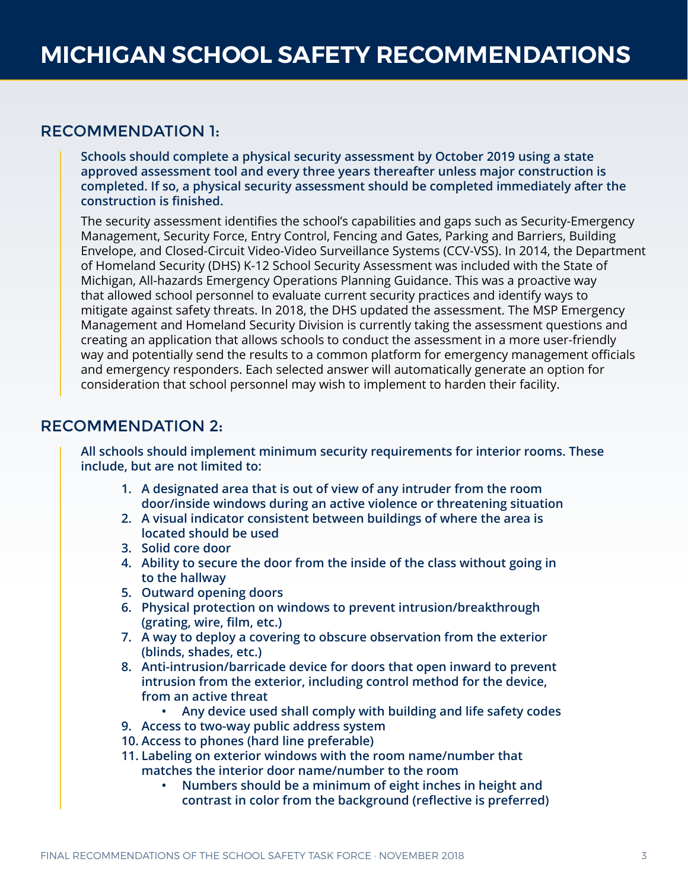# MICHIGAN SCHOOL SAFETY RECOMMENDATIONS

## RECOMMENDATION 1:

**Schools should complete a physical security assessment by October 2019 using a state approved assessment tool and every three years thereafter unless major construction is completed. If so, a physical security assessment should be completed immediately after the construction is finished.**

The security assessment identifies the school's capabilities and gaps such as Security-Emergency Management, Security Force, Entry Control, Fencing and Gates, Parking and Barriers, Building Envelope, and Closed-Circuit Video-Video Surveillance Systems (CCV-VSS). In 2014, the Department of Homeland Security (DHS) K-12 School Security Assessment was included with the State of Michigan, All-hazards Emergency Operations Planning Guidance. This was a proactive way that allowed school personnel to evaluate current security practices and identify ways to mitigate against safety threats. In 2018, the DHS updated the assessment. The MSP Emergency Management and Homeland Security Division is currently taking the assessment questions and creating an application that allows schools to conduct the assessment in a more user-friendly way and potentially send the results to a common platform for emergency management officials and emergency responders. Each selected answer will automatically generate an option for consideration that school personnel may wish to implement to harden their facility.

## RECOMMENDATION 2:

**All schools should implement minimum security requirements for interior rooms. These include, but are not limited to:**

1. **A designated area that is out of view of any intruder from the room door/inside windows during an active violence or threatening situation**
2. **A visual indicator consistent between buildings of where the area is located should be used**
3. **Solid core door**
4. **Ability to secure the door from the inside of the class without going in to the hallway**
5. **Outward opening doors**
6. **Physical protection on windows to prevent intrusion/breakthrough (grating, wire, film, etc.)**
7. **A way to deploy a covering to obscure observation from the exterior (blinds, shades, etc.)**
8. **Anti-intrusion/barricade device for doors that open inward to prevent intrusion from the exterior, including control method for the device, from an active threat**
   - **Any device used shall comply with building and life safety codes**
9. **Access to two-way public address system**
10. **Access to phones (hard line preferable)**
11. **Labeling on exterior windows with the room name/number that matches the interior door name/number to the room**
    - **Numbers should be a minimum of eight inches in height and contrast in color from the background (reflective is preferred)**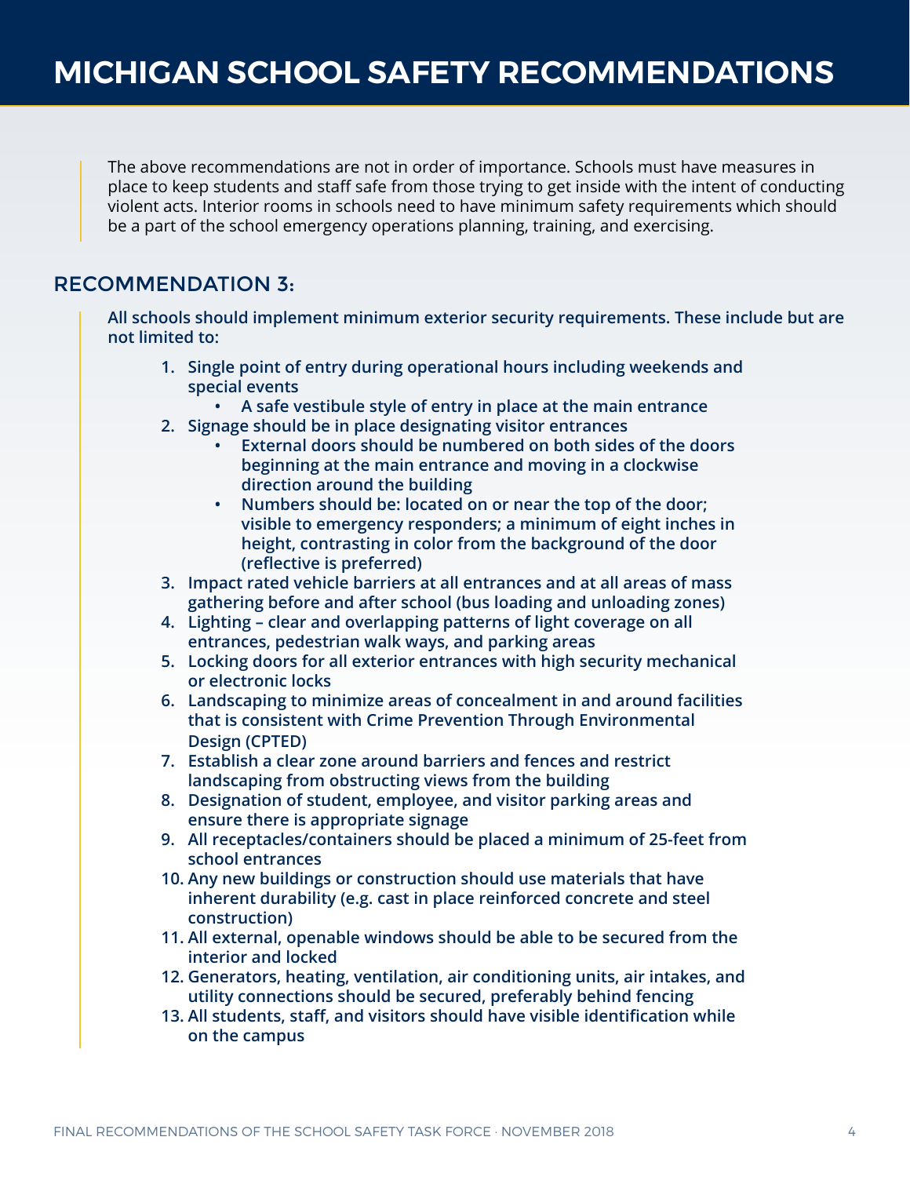# MICHIGAN SCHOOL SAFETY RECOMMENDATIONS

The above recommendations are not in order of importance. Schools must have measures in place to keep students and staff safe from those trying to get inside with the intent of conducting violent acts. Interior rooms in schools need to have minimum safety requirements which should be a part of the school emergency operations planning, training, and exercising.

## RECOMMENDATION 3:

**All schools should implement minimum exterior security requirements. These include but are not limited to:**

1. **Single point of entry during operational hours including weekends and special events**
   - **A safe vestibule style of entry in place at the main entrance**
2. **Signage should be in place designating visitor entrances**
   - **External doors should be numbered on both sides of the doors beginning at the main entrance and moving in a clockwise direction around the building**
   - **Numbers should be: located on or near the top of the door; visible to emergency responders; a minimum of eight inches in height, contrasting in color from the background of the door (reflective is preferred)**
3. **Impact rated vehicle barriers at all entrances and at all areas of mass gathering before and after school (bus loading and unloading zones)**
4. **Lighting – clear and overlapping patterns of light coverage on all entrances, pedestrian walk ways, and parking areas**
5. **Locking doors for all exterior entrances with high security mechanical or electronic locks**
6. **Landscaping to minimize areas of concealment in and around facilities that is consistent with Crime Prevention Through Environmental Design (CPTED)**
7. **Establish a clear zone around barriers and fences and restrict landscaping from obstructing views from the building**
8. **Designation of student, employee, and visitor parking areas and ensure there is appropriate signage**
9. **All receptacles/containers should be placed a minimum of 25-feet from school entrances**
10. **Any new buildings or construction should use materials that have inherent durability (e.g. cast in place reinforced concrete and steel construction)**
11. **All external, openable windows should be able to be secured from the interior and locked**
12. **Generators, heating, ventilation, air conditioning units, air intakes, and utility connections should be secured, preferably behind fencing**
13. **All students, staff, and visitors should have visible identification while on the campus**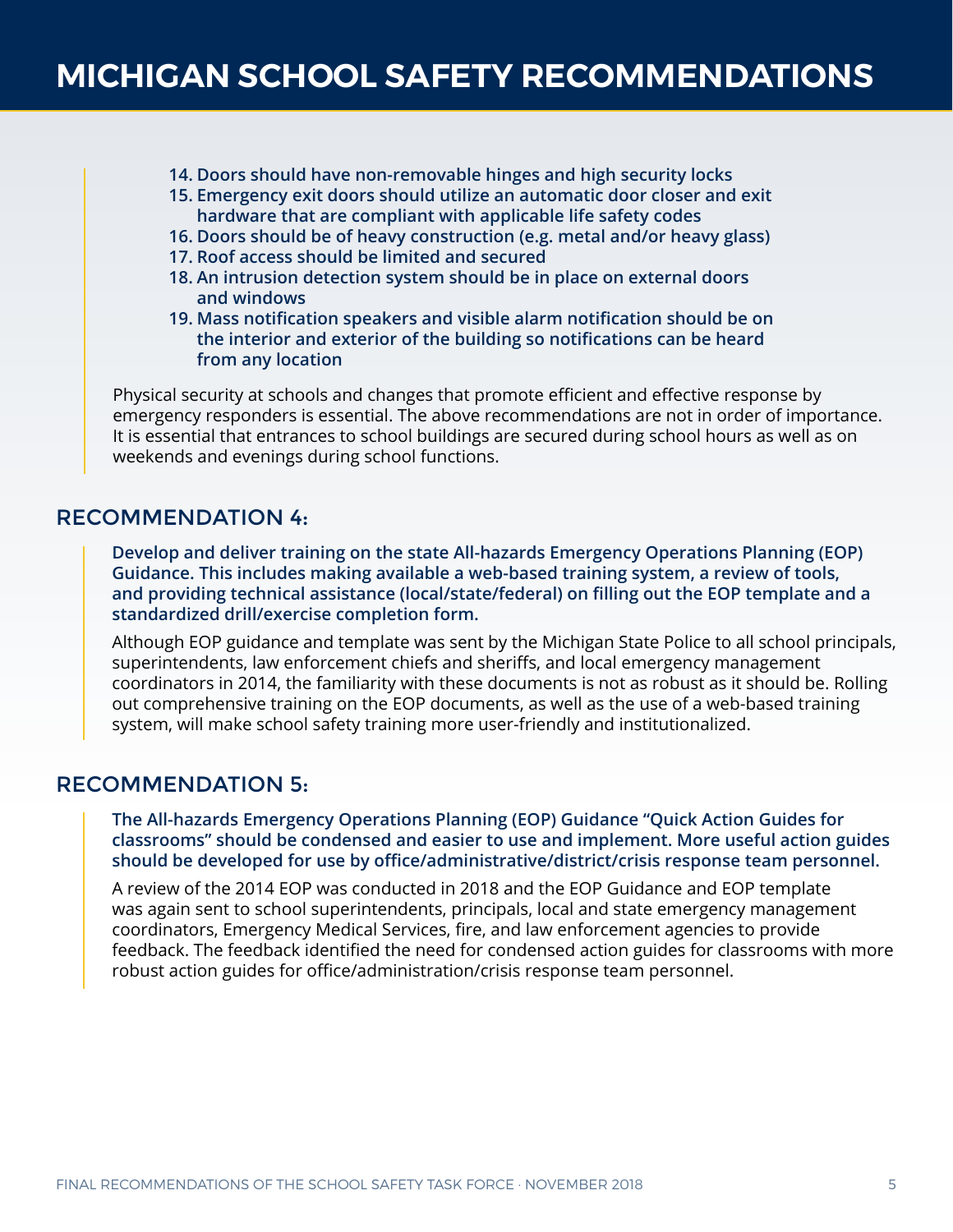# MICHIGAN SCHOOL SAFETY RECOMMENDATIONS

14. **Doors should have non-removable hinges and high security locks**
15. **Emergency exit doors should utilize an automatic door closer and exit hardware that are compliant with applicable life safety codes**
16. **Doors should be of heavy construction (e.g. metal and/or heavy glass)**
17. **Roof access should be limited and secured**
18. **An intrusion detection system should be in place on external doors and windows**
19. **Mass notification speakers and visible alarm notification should be on the interior and exterior of the building so notifications can be heard from any location**

Physical security at schools and changes that promote efficient and effective response by emergency responders is essential. The above recommendations are not in order of importance. It is essential that entrances to school buildings are secured during school hours as well as on weekends and evenings during school functions.

## RECOMMENDATION 4:

**Develop and deliver training on the state All-hazards Emergency Operations Planning (EOP) Guidance. This includes making available a web-based training system, a review of tools, and providing technical assistance (local/state/federal) on filling out the EOP template and a standardized drill/exercise completion form.**

Although EOP guidance and template was sent by the Michigan State Police to all school principals, superintendents, law enforcement chiefs and sheriffs, and local emergency management coordinators in 2014, the familiarity with these documents is not as robust as it should be. Rolling out comprehensive training on the EOP documents, as well as the use of a web-based training system, will make school safety training more user-friendly and institutionalized.

## RECOMMENDATION 5:

**The All-hazards Emergency Operations Planning (EOP) Guidance "Quick Action Guides for classrooms" should be condensed and easier to use and implement. More useful action guides should be developed for use by office/administrative/district/crisis response team personnel.**

A review of the 2014 EOP was conducted in 2018 and the EOP Guidance and EOP template was again sent to school superintendents, principals, local and state emergency management coordinators, Emergency Medical Services, fire, and law enforcement agencies to provide feedback. The feedback identified the need for condensed action guides for classrooms with more robust action guides for office/administration/crisis response team personnel.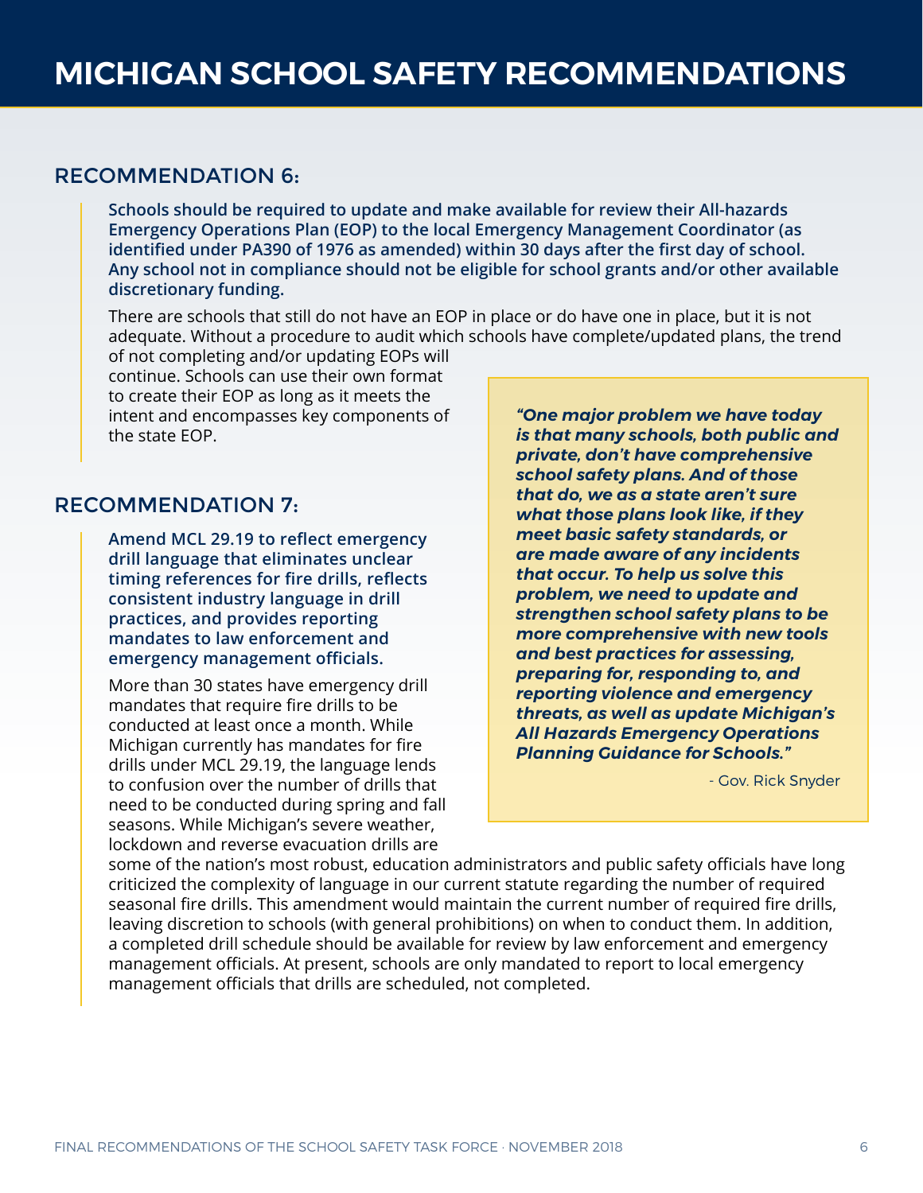# MICHIGAN SCHOOL SAFETY RECOMMENDATIONS

## RECOMMENDATION 6:

**Schools should be required to update and make available for review their All-hazards Emergency Operations Plan (EOP) to the local Emergency Management Coordinator (as identified under PA390 of 1976 as amended) within 30 days after the first day of school. Any school not in compliance should not be eligible for school grants and/or other available discretionary funding.**

There are schools that still do not have an EOP in place or do have one in place, but it is not adequate. Without a procedure to audit which schools have complete/updated plans, the trend of not completing and/or updating EOPs will continue. Schools can use their own format to create their EOP as long as it meets the intent and encompasses key components of the state EOP.

> ***"One major problem we have today is that many schools, both public and private, don't have comprehensive school safety plans. And of those that do, we as a state aren't sure what those plans look like, if they meet basic safety standards, or are made aware of any incidents that occur. To help us solve this problem, we need to update and strengthen school safety plans to be more comprehensive with new tools and best practices for assessing, preparing for, responding to, and reporting violence and emergency threats, as well as update Michigan's All Hazards Emergency Operations Planning Guidance for Schools."***
>
> \- Gov. Rick Snyder

## RECOMMENDATION 7:

**Amend MCL 29.19 to reflect emergency drill language that eliminates unclear timing references for fire drills, reflects consistent industry language in drill practices, and provides reporting mandates to law enforcement and emergency management officials.**

More than 30 states have emergency drill mandates that require fire drills to be conducted at least once a month. While Michigan currently has mandates for fire drills under MCL 29.19, the language lends to confusion over the number of drills that need to be conducted during spring and fall seasons. While Michigan's severe weather, lockdown and reverse evacuation drills are some of the nation's most robust, education administrators and public safety officials have long criticized the complexity of language in our current statute regarding the number of required seasonal fire drills. This amendment would maintain the current number of required fire drills, leaving discretion to schools (with general prohibitions) on when to conduct them. In addition, a completed drill schedule should be available for review by law enforcement and emergency management officials. At present, schools are only mandated to report to local emergency management officials that drills are scheduled, not completed.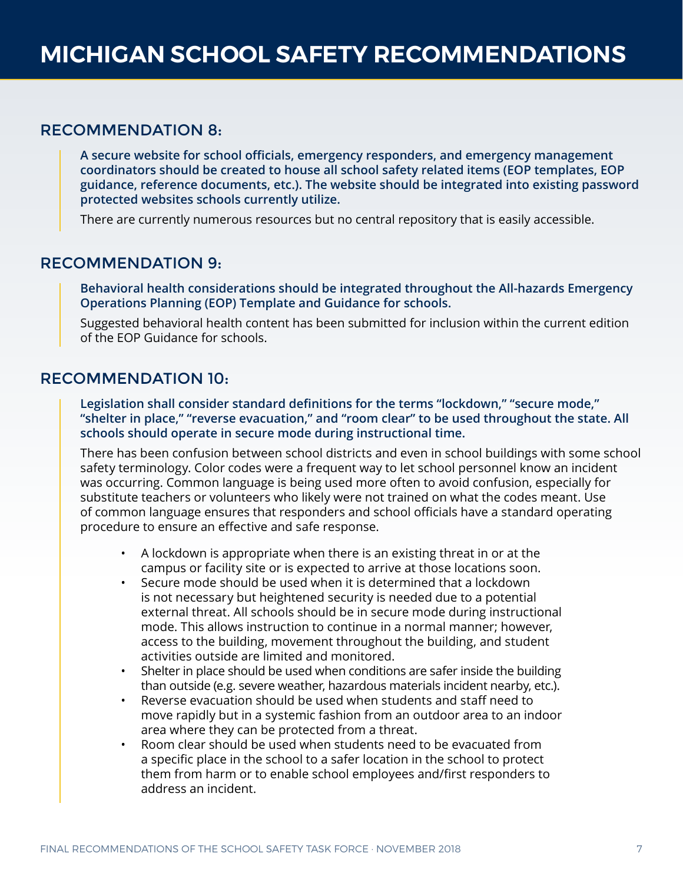# MICHIGAN SCHOOL SAFETY RECOMMENDATIONS

## RECOMMENDATION 8:

**A secure website for school officials, emergency responders, and emergency management coordinators should be created to house all school safety related items (EOP templates, EOP guidance, reference documents, etc.). The website should be integrated into existing password protected websites schools currently utilize.**

There are currently numerous resources but no central repository that is easily accessible.

## RECOMMENDATION 9:

**Behavioral health considerations should be integrated throughout the All-hazards Emergency Operations Planning (EOP) Template and Guidance for schools.**

Suggested behavioral health content has been submitted for inclusion within the current edition of the EOP Guidance for schools.

## RECOMMENDATION 10:

**Legislation shall consider standard definitions for the terms "lockdown," "secure mode," "shelter in place," "reverse evacuation," and "room clear" to be used throughout the state. All schools should operate in secure mode during instructional time.**

There has been confusion between school districts and even in school buildings with some school safety terminology. Color codes were a frequent way to let school personnel know an incident was occurring. Common language is being used more often to avoid confusion, especially for substitute teachers or volunteers who likely were not trained on what the codes meant. Use of common language ensures that responders and school officials have a standard operating procedure to ensure an effective and safe response.

- A lockdown is appropriate when there is an existing threat in or at the campus or facility site or is expected to arrive at those locations soon.
- Secure mode should be used when it is determined that a lockdown is not necessary but heightened security is needed due to a potential external threat. All schools should be in secure mode during instructional mode. This allows instruction to continue in a normal manner; however, access to the building, movement throughout the building, and student activities outside are limited and monitored.
- Shelter in place should be used when conditions are safer inside the building than outside (e.g. severe weather, hazardous materials incident nearby, etc.).
- Reverse evacuation should be used when students and staff need to move rapidly but in a systemic fashion from an outdoor area to an indoor area where they can be protected from a threat.
- Room clear should be used when students need to be evacuated from a specific place in the school to a safer location in the school to protect them from harm or to enable school employees and/first responders to address an incident.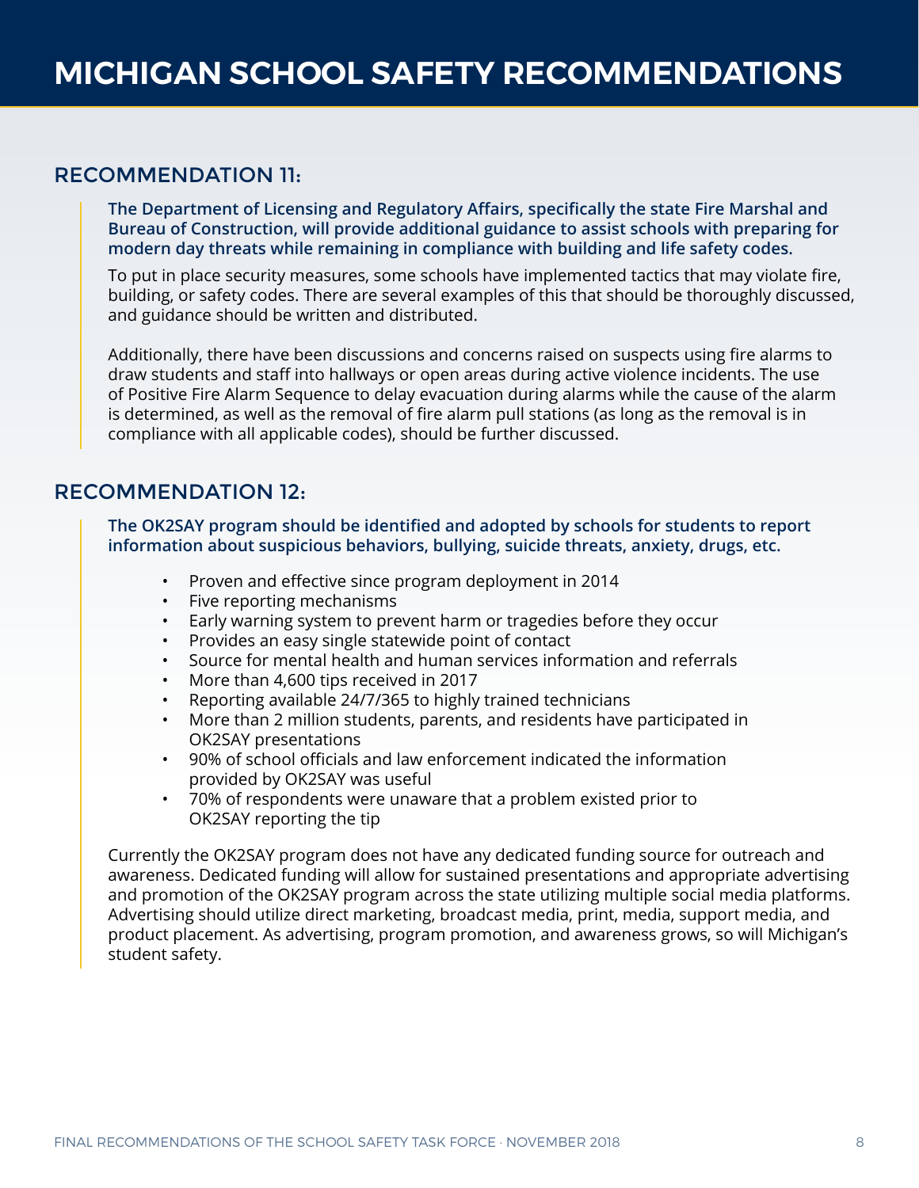# MICHIGAN SCHOOL SAFETY RECOMMENDATIONS

## RECOMMENDATION 11:

**The Department of Licensing and Regulatory Affairs, specifically the state Fire Marshal and Bureau of Construction, will provide additional guidance to assist schools with preparing for modern day threats while remaining in compliance with building and life safety codes.**

To put in place security measures, some schools have implemented tactics that may violate fire, building, or safety codes. There are several examples of this that should be thoroughly discussed, and guidance should be written and distributed.

Additionally, there have been discussions and concerns raised on suspects using fire alarms to draw students and staff into hallways or open areas during active violence incidents. The use of Positive Fire Alarm Sequence to delay evacuation during alarms while the cause of the alarm is determined, as well as the removal of fire alarm pull stations (as long as the removal is in compliance with all applicable codes), should be further discussed.

## RECOMMENDATION 12:

**The OK2SAY program should be identified and adopted by schools for students to report information about suspicious behaviors, bullying, suicide threats, anxiety, drugs, etc.**

- Proven and effective since program deployment in 2014
- Five reporting mechanisms
- Early warning system to prevent harm or tragedies before they occur
- Provides an easy single statewide point of contact
- Source for mental health and human services information and referrals
- More than 4,600 tips received in 2017
- Reporting available 24/7/365 to highly trained technicians
- More than 2 million students, parents, and residents have participated in OK2SAY presentations
- 90% of school officials and law enforcement indicated the information provided by OK2SAY was useful
- 70% of respondents were unaware that a problem existed prior to OK2SAY reporting the tip

Currently the OK2SAY program does not have any dedicated funding source for outreach and awareness. Dedicated funding will allow for sustained presentations and appropriate advertising and promotion of the OK2SAY program across the state utilizing multiple social media platforms. Advertising should utilize direct marketing, broadcast media, print, media, support media, and product placement. As advertising, program promotion, and awareness grows, so will Michigan's student safety.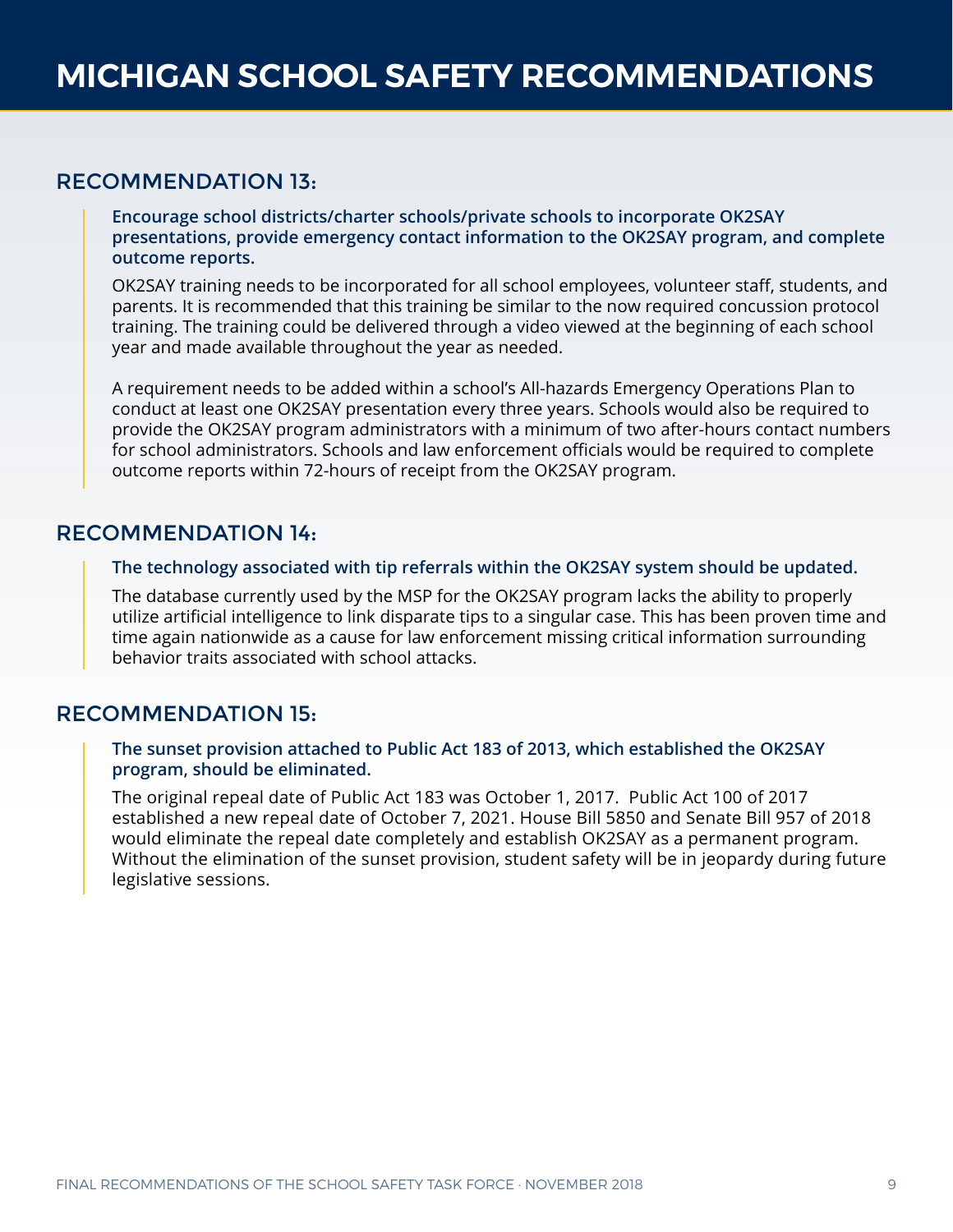# MICHIGAN SCHOOL SAFETY RECOMMENDATIONS

## RECOMMENDATION 13:

**Encourage school districts/charter schools/private schools to incorporate OK2SAY presentations, provide emergency contact information to the OK2SAY program, and complete outcome reports.**

OK2SAY training needs to be incorporated for all school employees, volunteer staff, students, and parents. It is recommended that this training be similar to the now required concussion protocol training. The training could be delivered through a video viewed at the beginning of each school year and made available throughout the year as needed.

A requirement needs to be added within a school's All-hazards Emergency Operations Plan to conduct at least one OK2SAY presentation every three years. Schools would also be required to provide the OK2SAY program administrators with a minimum of two after-hours contact numbers for school administrators. Schools and law enforcement officials would be required to complete outcome reports within 72-hours of receipt from the OK2SAY program.

## RECOMMENDATION 14:

**The technology associated with tip referrals within the OK2SAY system should be updated.**

The database currently used by the MSP for the OK2SAY program lacks the ability to properly utilize artificial intelligence to link disparate tips to a singular case. This has been proven time and time again nationwide as a cause for law enforcement missing critical information surrounding behavior traits associated with school attacks.

## RECOMMENDATION 15:

**The sunset provision attached to Public Act 183 of 2013, which established the OK2SAY program, should be eliminated.**

The original repeal date of Public Act 183 was October 1, 2017. Public Act 100 of 2017 established a new repeal date of October 7, 2021. House Bill 5850 and Senate Bill 957 of 2018 would eliminate the repeal date completely and establish OK2SAY as a permanent program. Without the elimination of the sunset provision, student safety will be in jeopardy during future legislative sessions.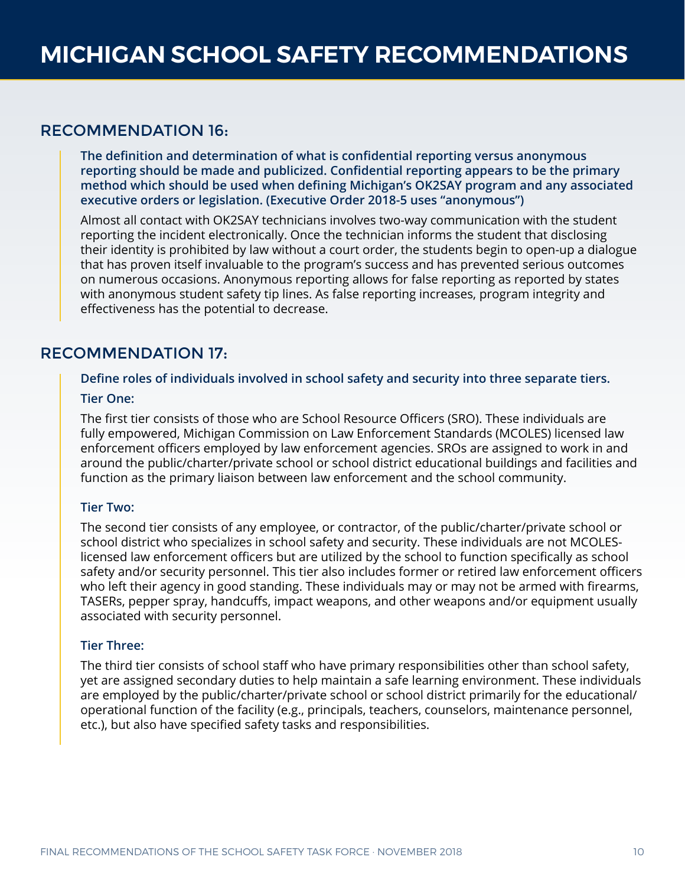# MICHIGAN SCHOOL SAFETY RECOMMENDATIONS

## RECOMMENDATION 16:

**The definition and determination of what is confidential reporting versus anonymous reporting should be made and publicized. Confidential reporting appears to be the primary method which should be used when defining Michigan's OK2SAY program and any associated executive orders or legislation. (Executive Order 2018-5 uses "anonymous")**

Almost all contact with OK2SAY technicians involves two-way communication with the student reporting the incident electronically. Once the technician informs the student that disclosing their identity is prohibited by law without a court order, the students begin to open-up a dialogue that has proven itself invaluable to the program's success and has prevented serious outcomes on numerous occasions. Anonymous reporting allows for false reporting as reported by states with anonymous student safety tip lines. As false reporting increases, program integrity and effectiveness has the potential to decrease.

## RECOMMENDATION 17:

**Define roles of individuals involved in school safety and security into three separate tiers.**

### Tier One:

The first tier consists of those who are School Resource Officers (SRO). These individuals are fully empowered, Michigan Commission on Law Enforcement Standards (MCOLES) licensed law enforcement officers employed by law enforcement agencies. SROs are assigned to work in and around the public/charter/private school or school district educational buildings and facilities and function as the primary liaison between law enforcement and the school community.

### Tier Two:

The second tier consists of any employee, or contractor, of the public/charter/private school or school district who specializes in school safety and security. These individuals are not MCOLES-licensed law enforcement officers but are utilized by the school to function specifically as school safety and/or security personnel. This tier also includes former or retired law enforcement officers who left their agency in good standing. These individuals may or may not be armed with firearms, TASERs, pepper spray, handcuffs, impact weapons, and other weapons and/or equipment usually associated with security personnel.

### Tier Three:

The third tier consists of school staff who have primary responsibilities other than school safety, yet are assigned secondary duties to help maintain a safe learning environment. These individuals are employed by the public/charter/private school or school district primarily for the educational/operational function of the facility (e.g., principals, teachers, counselors, maintenance personnel, etc.), but also have specified safety tasks and responsibilities.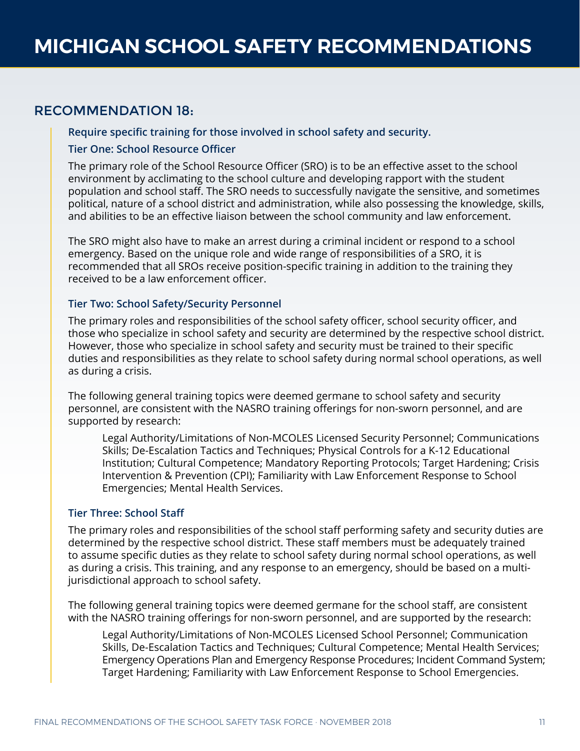# MICHIGAN SCHOOL SAFETY RECOMMENDATIONS

## RECOMMENDATION 18:

**Require specific training for those involved in school safety and security.**

### Tier One: School Resource Officer

The primary role of the School Resource Officer (SRO) is to be an effective asset to the school environment by acclimating to the school culture and developing rapport with the student population and school staff. The SRO needs to successfully navigate the sensitive, and sometimes political, nature of a school district and administration, while also possessing the knowledge, skills, and abilities to be an effective liaison between the school community and law enforcement.

The SRO might also have to make an arrest during a criminal incident or respond to a school emergency. Based on the unique role and wide range of responsibilities of a SRO, it is recommended that all SROs receive position-specific training in addition to the training they received to be a law enforcement officer.

### Tier Two: School Safety/Security Personnel

The primary roles and responsibilities of the school safety officer, school security officer, and those who specialize in school safety and security are determined by the respective school district. However, those who specialize in school safety and security must be trained to their specific duties and responsibilities as they relate to school safety during normal school operations, as well as during a crisis.

The following general training topics were deemed germane to school safety and security personnel, are consistent with the NASRO training offerings for non-sworn personnel, and are supported by research:

> Legal Authority/Limitations of Non-MCOLES Licensed Security Personnel; Communications Skills; De-Escalation Tactics and Techniques; Physical Controls for a K-12 Educational Institution; Cultural Competence; Mandatory Reporting Protocols; Target Hardening; Crisis Intervention & Prevention (CPI); Familiarity with Law Enforcement Response to School Emergencies; Mental Health Services.

### Tier Three: School Staff

The primary roles and responsibilities of the school staff performing safety and security duties are determined by the respective school district. These staff members must be adequately trained to assume specific duties as they relate to school safety during normal school operations, as well as during a crisis. This training, and any response to an emergency, should be based on a multi-jurisdictional approach to school safety.

The following general training topics were deemed germane for the school staff, are consistent with the NASRO training offerings for non-sworn personnel, and are supported by the research:

> Legal Authority/Limitations of Non-MCOLES Licensed School Personnel; Communication Skills, De-Escalation Tactics and Techniques; Cultural Competence; Mental Health Services; Emergency Operations Plan and Emergency Response Procedures; Incident Command System; Target Hardening; Familiarity with Law Enforcement Response to School Emergencies.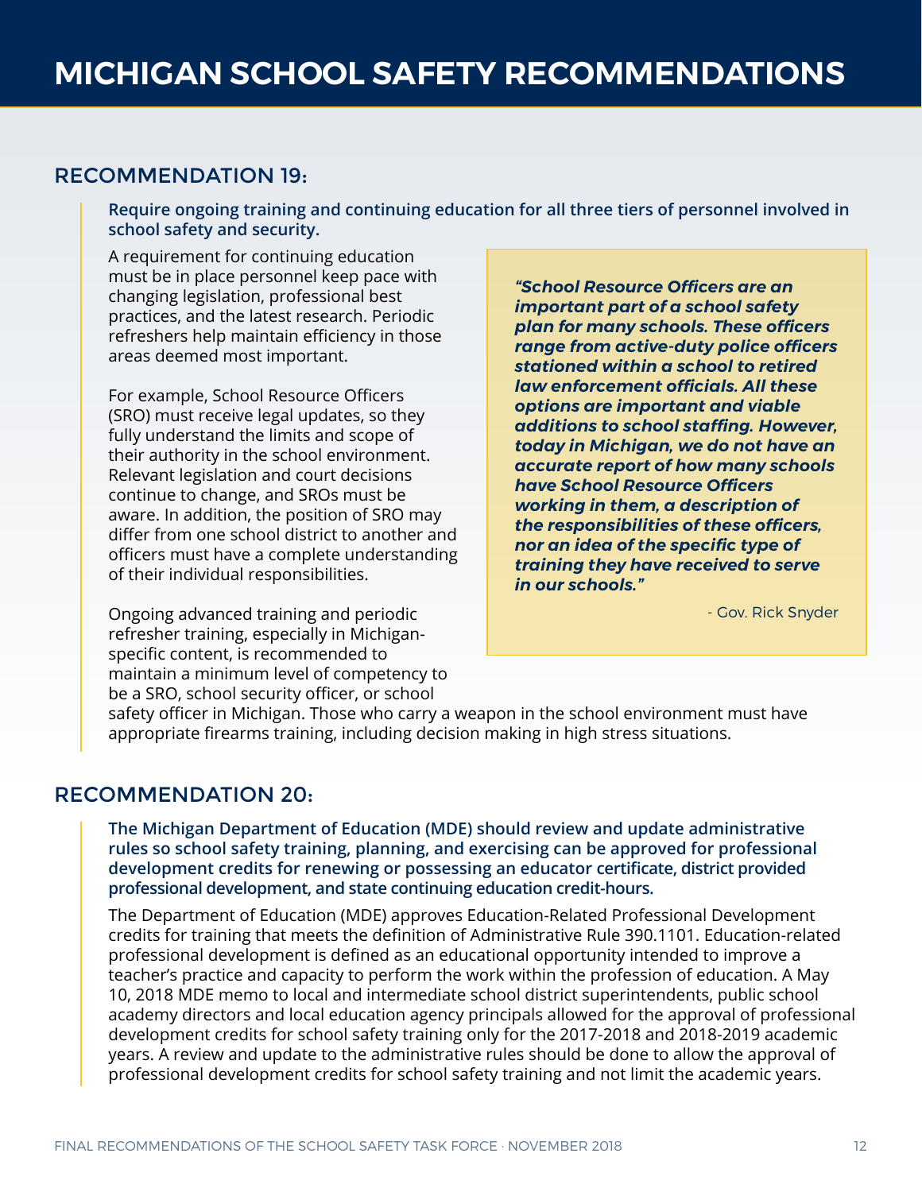# MICHIGAN SCHOOL SAFETY RECOMMENDATIONS

## RECOMMENDATION 19:

**Require ongoing training and continuing education for all three tiers of personnel involved in school safety and security.**

A requirement for continuing education must be in place personnel keep pace with changing legislation, professional best practices, and the latest research. Periodic refreshers help maintain efficiency in those areas deemed most important.

For example, School Resource Officers (SRO) must receive legal updates, so they fully understand the limits and scope of their authority in the school environment. Relevant legislation and court decisions continue to change, and SROs must be aware. In addition, the position of SRO may differ from one school district to another and officers must have a complete understanding of their individual responsibilities.

Ongoing advanced training and periodic refresher training, especially in Michigan-specific content, is recommended to maintain a minimum level of competency to be a SRO, school security officer, or school safety officer in Michigan. Those who carry a weapon in the school environment must have appropriate firearms training, including decision making in high stress situations.

> ***"School Resource Officers are an important part of a school safety plan for many schools. These officers range from active-duty police officers stationed within a school to retired law enforcement officials. All these options are important and viable additions to school staffing. However, today in Michigan, we do not have an accurate report of how many schools have School Resource Officers working in them, a description of the responsibilities of these officers, nor an idea of the specific type of training they have received to serve in our schools."***
>
> \- Gov. Rick Snyder

## RECOMMENDATION 20:

**The Michigan Department of Education (MDE) should review and update administrative rules so school safety training, planning, and exercising can be approved for professional development credits for renewing or possessing an educator certificate, district provided professional development, and state continuing education credit-hours.**

The Department of Education (MDE) approves Education-Related Professional Development credits for training that meets the definition of Administrative Rule 390.1101. Education-related professional development is defined as an educational opportunity intended to improve a teacher's practice and capacity to perform the work within the profession of education. A May 10, 2018 MDE memo to local and intermediate school district superintendents, public school academy directors and local education agency principals allowed for the approval of professional development credits for school safety training only for the 2017-2018 and 2018-2019 academic years. A review and update to the administrative rules should be done to allow the approval of professional development credits for school safety training and not limit the academic years.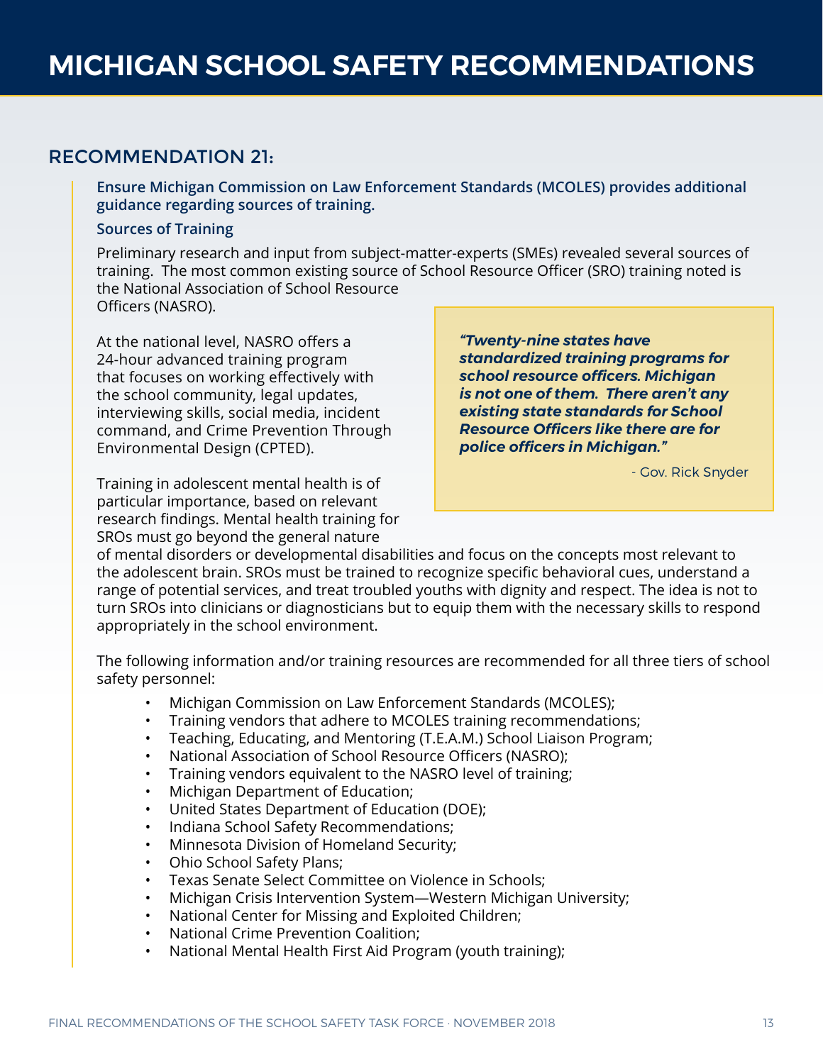# MICHIGAN SCHOOL SAFETY RECOMMENDATIONS

## RECOMMENDATION 21:

**Ensure Michigan Commission on Law Enforcement Standards (MCOLES) provides additional guidance regarding sources of training.**

**Sources of Training**

Preliminary research and input from subject-matter-experts (SMEs) revealed several sources of training. The most common existing source of School Resource Officer (SRO) training noted is the National Association of School Resource Officers (NASRO).

At the national level, NASRO offers a 24-hour advanced training program that focuses on working effectively with the school community, legal updates, interviewing skills, social media, incident command, and Crime Prevention Through Environmental Design (CPTED).

> ***"Twenty-nine states have standardized training programs for school resource officers. Michigan is not one of them. There aren't any existing state standards for School Resource Officers like there are for police officers in Michigan."***
>
> \- Gov. Rick Snyder

Training in adolescent mental health is of particular importance, based on relevant research findings. Mental health training for SROs must go beyond the general nature of mental disorders or developmental disabilities and focus on the concepts most relevant to the adolescent brain. SROs must be trained to recognize specific behavioral cues, understand a range of potential services, and treat troubled youths with dignity and respect. The idea is not to turn SROs into clinicians or diagnosticians but to equip them with the necessary skills to respond appropriately in the school environment.

The following information and/or training resources are recommended for all three tiers of school safety personnel:

- Michigan Commission on Law Enforcement Standards (MCOLES);
- Training vendors that adhere to MCOLES training recommendations;
- Teaching, Educating, and Mentoring (T.E.A.M.) School Liaison Program;
- National Association of School Resource Officers (NASRO);
- Training vendors equivalent to the NASRO level of training;
- Michigan Department of Education;
- United States Department of Education (DOE);
- Indiana School Safety Recommendations;
- Minnesota Division of Homeland Security;
- Ohio School Safety Plans;
- Texas Senate Select Committee on Violence in Schools;
- Michigan Crisis Intervention System—Western Michigan University;
- National Center for Missing and Exploited Children;
- National Crime Prevention Coalition;
- National Mental Health First Aid Program (youth training);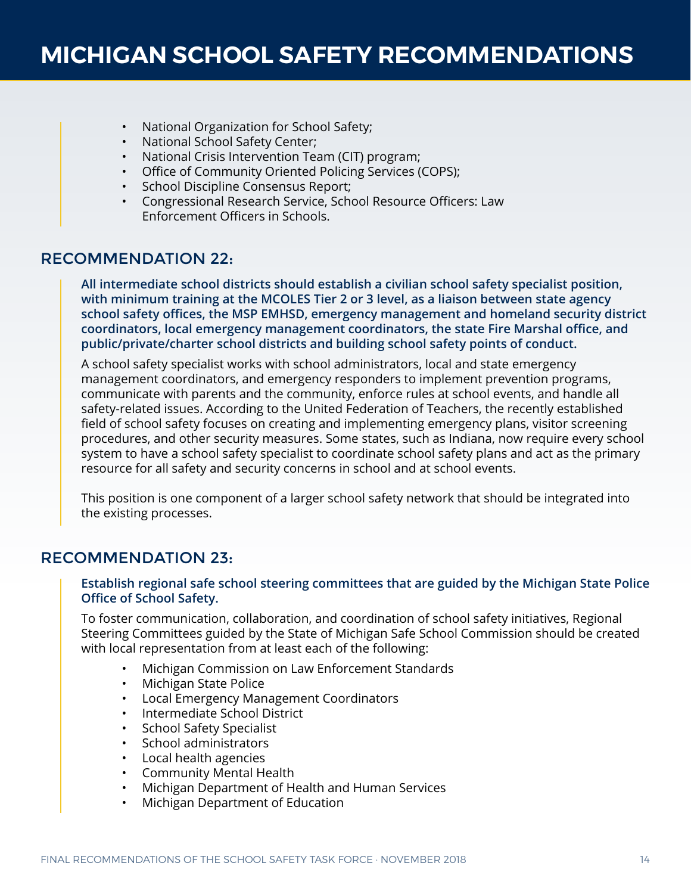- National Organization for School Safety;
- National School Safety Center;
- National Crisis Intervention Team (CIT) program;
- Office of Community Oriented Policing Services (COPS);
- School Discipline Consensus Report;
- Congressional Research Service, School Resource Officers: Law Enforcement Officers in Schools.

## RECOMMENDATION 22:

**All intermediate school districts should establish a civilian school safety specialist position, with minimum training at the MCOLES Tier 2 or 3 level, as a liaison between state agency school safety offices, the MSP EMHSD, emergency management and homeland security district coordinators, local emergency management coordinators, the state Fire Marshal office, and public/private/charter school districts and building school safety points of conduct.**

A school safety specialist works with school administrators, local and state emergency management coordinators, and emergency responders to implement prevention programs, communicate with parents and the community, enforce rules at school events, and handle all safety-related issues. According to the United Federation of Teachers, the recently established field of school safety focuses on creating and implementing emergency plans, visitor screening procedures, and other security measures. Some states, such as Indiana, now require every school system to have a school safety specialist to coordinate school safety plans and act as the primary resource for all safety and security concerns in school and at school events.

This position is one component of a larger school safety network that should be integrated into the existing processes.

## RECOMMENDATION 23:

**Establish regional safe school steering committees that are guided by the Michigan State Police Office of School Safety.**

To foster communication, collaboration, and coordination of school safety initiatives, Regional Steering Committees guided by the State of Michigan Safe School Commission should be created with local representation from at least each of the following:

- Michigan Commission on Law Enforcement Standards
- Michigan State Police
- Local Emergency Management Coordinators
- Intermediate School District
- School Safety Specialist
- School administrators
- Local health agencies
- Community Mental Health
- Michigan Department of Health and Human Services
- Michigan Department of Education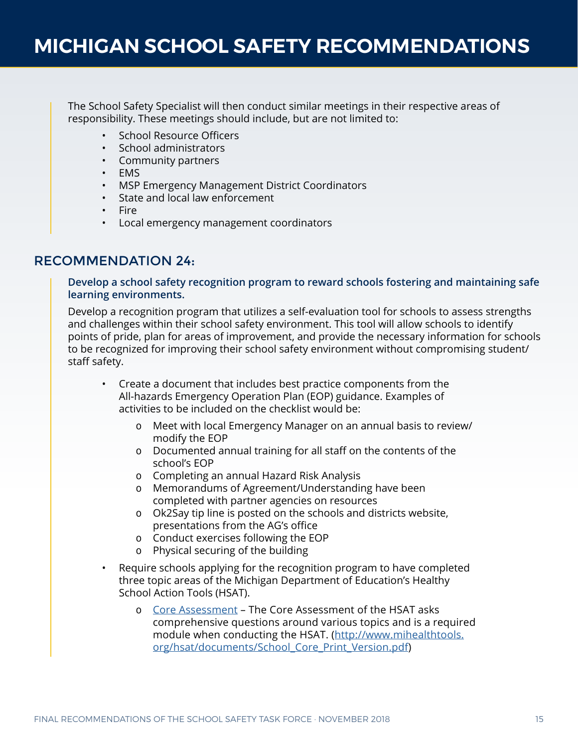The School Safety Specialist will then conduct similar meetings in their respective areas of responsibility. These meetings should include, but are not limited to:

- School Resource Officers
- School administrators
- Community partners
- EMS
- MSP Emergency Management District Coordinators
- State and local law enforcement
- Fire
- Local emergency management coordinators

## RECOMMENDATION 24:

**Develop a school safety recognition program to reward schools fostering and maintaining safe learning environments.**

Develop a recognition program that utilizes a self-evaluation tool for schools to assess strengths and challenges within their school safety environment. This tool will allow schools to identify points of pride, plan for areas of improvement, and provide the necessary information for schools to be recognized for improving their school safety environment without compromising student/staff safety.

- Create a document that includes best practice components from the All-hazards Emergency Operation Plan (EOP) guidance. Examples of activities to be included on the checklist would be:
    - Meet with local Emergency Manager on an annual basis to review/modify the EOP
    - Documented annual training for all staff on the contents of the school's EOP
    - Completing an annual Hazard Risk Analysis
    - Memorandums of Agreement/Understanding have been completed with partner agencies on resources
    - Ok2Say tip line is posted on the schools and districts website, presentations from the AG's office
    - Conduct exercises following the EOP
    - Physical securing of the building
- Require schools applying for the recognition program to have completed three topic areas of the Michigan Department of Education's Healthy School Action Tools (HSAT).
    - Core Assessment – The Core Assessment of the HSAT asks comprehensive questions around various topics and is a required module when conducting the HSAT. (http://www.mihealthtools.org/hsat/documents/School_Core_Print_Version.pdf)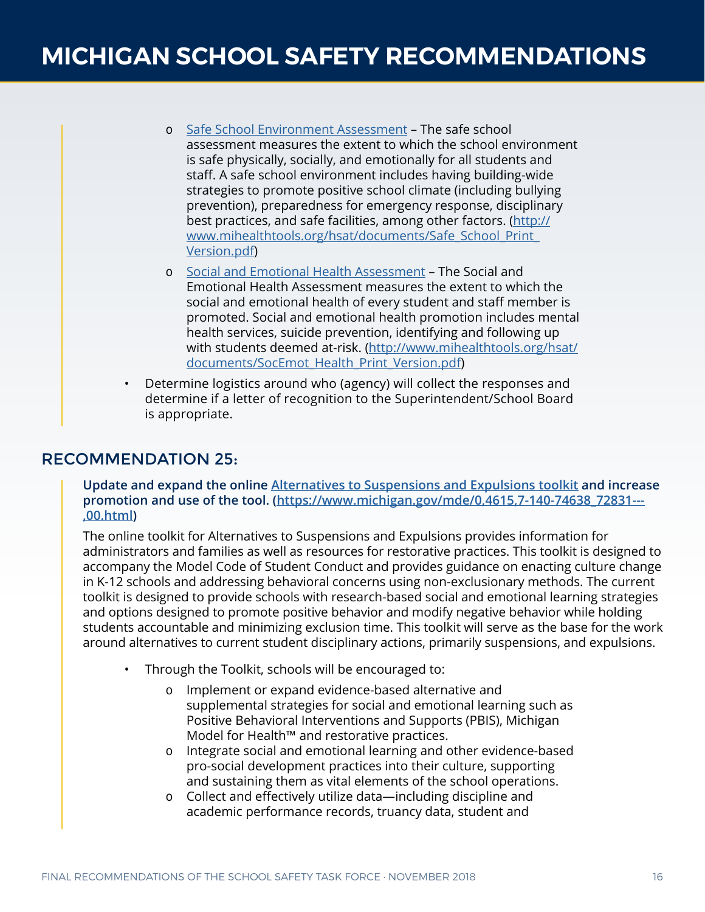- Safe School Environment Assessment – The safe school assessment measures the extent to which the school environment is safe physically, socially, and emotionally for all students and staff. A safe school environment includes having building-wide strategies to promote positive school climate (including bullying prevention), preparedness for emergency response, disciplinary best practices, and safe facilities, among other factors. (http://www.mihealthtools.org/hsat/documents/Safe_School_Print_Version.pdf)
- Social and Emotional Health Assessment – The Social and Emotional Health Assessment measures the extent to which the social and emotional health of every student and staff member is promoted. Social and emotional health promotion includes mental health services, suicide prevention, identifying and following up with students deemed at-risk. (http://www.mihealthtools.org/hsat/documents/SocEmot_Health_Print_Version.pdf)

- Determine logistics around who (agency) will collect the responses and determine if a letter of recognition to the Superintendent/School Board is appropriate.

## RECOMMENDATION 25:

**Update and expand the online Alternatives to Suspensions and Expulsions toolkit and increase promotion and use of the tool. (https://www.michigan.gov/mde/0,4615,7-140-74638_72831---,00.html)**

The online toolkit for Alternatives to Suspensions and Expulsions provides information for administrators and families as well as resources for restorative practices. This toolkit is designed to accompany the Model Code of Student Conduct and provides guidance on enacting culture change in K-12 schools and addressing behavioral concerns using non-exclusionary methods. The current toolkit is designed to provide schools with research-based social and emotional learning strategies and options designed to promote positive behavior and modify negative behavior while holding students accountable and minimizing exclusion time. This toolkit will serve as the base for the work around alternatives to current student disciplinary actions, primarily suspensions, and expulsions.

- Through the Toolkit, schools will be encouraged to:
  - Implement or expand evidence-based alternative and supplemental strategies for social and emotional learning such as Positive Behavioral Interventions and Supports (PBIS), Michigan Model for Health™ and restorative practices.
  - Integrate social and emotional learning and other evidence-based pro-social development practices into their culture, supporting and sustaining them as vital elements of the school operations.
  - Collect and effectively utilize data—including discipline and academic performance records, truancy data, student and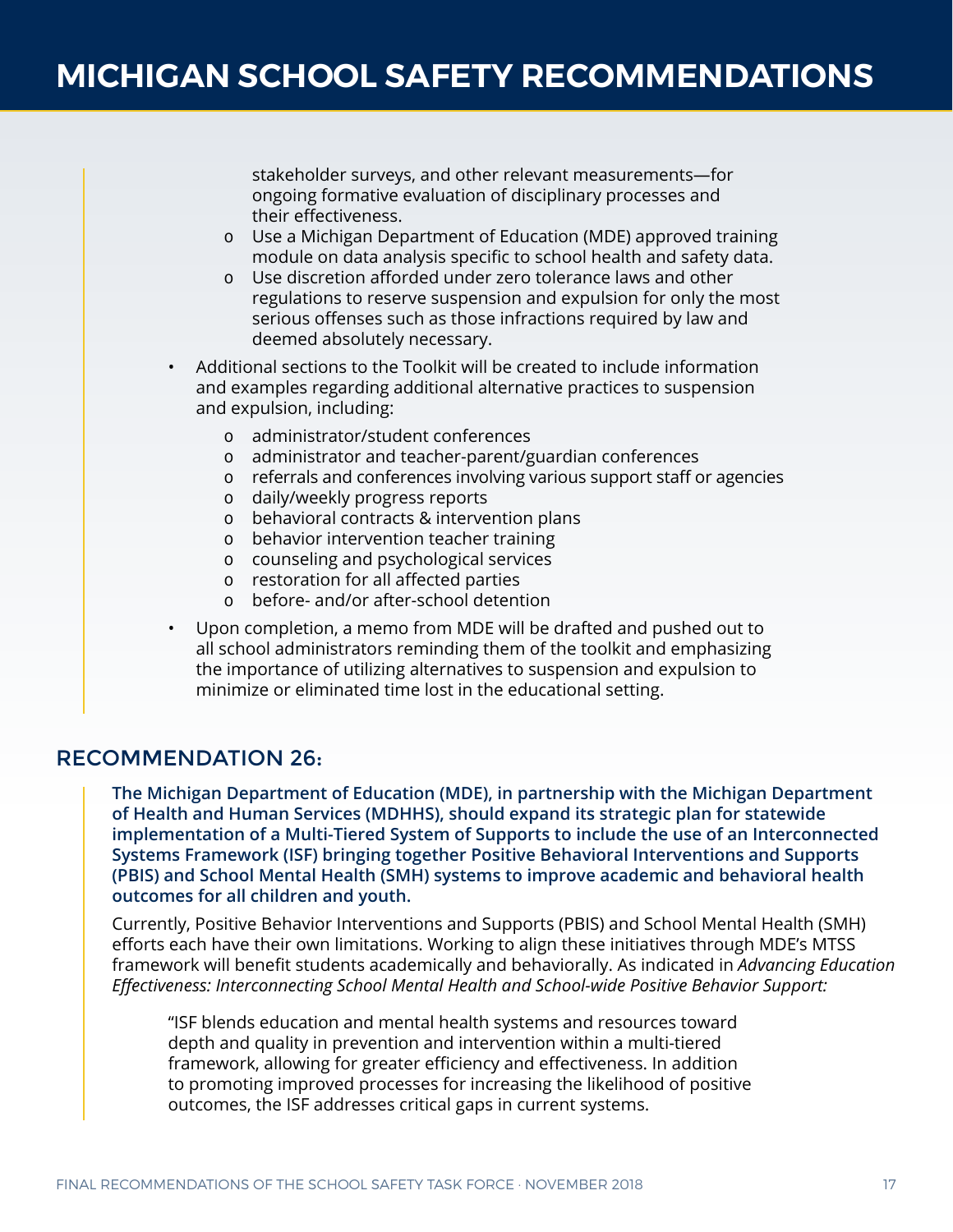stakeholder surveys, and other relevant measurements—for ongoing formative evaluation of disciplinary processes and their effectiveness.
    - Use a Michigan Department of Education (MDE) approved training module on data analysis specific to school health and safety data.
    - Use discretion afforded under zero tolerance laws and other regulations to reserve suspension and expulsion for only the most serious offenses such as those infractions required by law and deemed absolutely necessary.

- Additional sections to the Toolkit will be created to include information and examples regarding additional alternative practices to suspension and expulsion, including:
    - administrator/student conferences
    - administrator and teacher-parent/guardian conferences
    - referrals and conferences involving various support staff or agencies
    - daily/weekly progress reports
    - behavioral contracts & intervention plans
    - behavior intervention teacher training
    - counseling and psychological services
    - restoration for all affected parties
    - before- and/or after-school detention
- Upon completion, a memo from MDE will be drafted and pushed out to all school administrators reminding them of the toolkit and emphasizing the importance of utilizing alternatives to suspension and expulsion to minimize or eliminated time lost in the educational setting.

## RECOMMENDATION 26:

**The Michigan Department of Education (MDE), in partnership with the Michigan Department of Health and Human Services (MDHHS), should expand its strategic plan for statewide implementation of a Multi-Tiered System of Supports to include the use of an Interconnected Systems Framework (ISF) bringing together Positive Behavioral Interventions and Supports (PBIS) and School Mental Health (SMH) systems to improve academic and behavioral health outcomes for all children and youth.**

Currently, Positive Behavior Interventions and Supports (PBIS) and School Mental Health (SMH) efforts each have their own limitations. Working to align these initiatives through MDE's MTSS framework will benefit students academically and behaviorally. As indicated in *Advancing Education Effectiveness: Interconnecting School Mental Health and School-wide Positive Behavior Support:*

> "ISF blends education and mental health systems and resources toward depth and quality in prevention and intervention within a multi-tiered framework, allowing for greater efficiency and effectiveness. In addition to promoting improved processes for increasing the likelihood of positive outcomes, the ISF addresses critical gaps in current systems.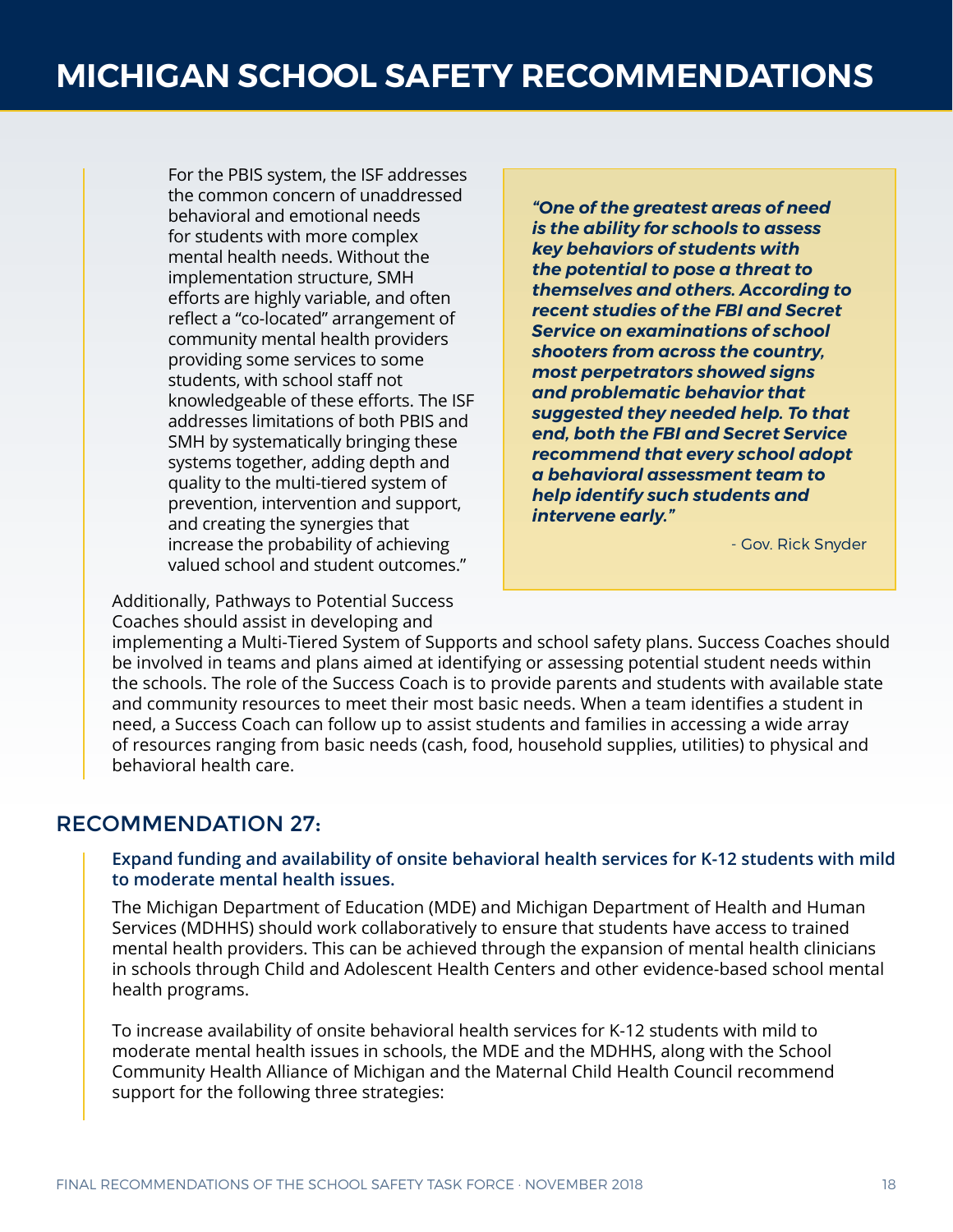For the PBIS system, the ISF addresses the common concern of unaddressed behavioral and emotional needs for students with more complex mental health needs. Without the implementation structure, SMH efforts are highly variable, and often reflect a "co-located" arrangement of community mental health providers providing some services to some students, with school staff not knowledgeable of these efforts. The ISF addresses limitations of both PBIS and SMH by systematically bringing these systems together, adding depth and quality to the multi-tiered system of prevention, intervention and support, and creating the synergies that increase the probability of achieving valued school and student outcomes."

> ***"One of the greatest areas of need is the ability for schools to assess key behaviors of students with the potential to pose a threat to themselves and others. According to recent studies of the FBI and Secret Service on examinations of school shooters from across the country, most perpetrators showed signs and problematic behavior that suggested they needed help. To that end, both the FBI and Secret Service recommend that every school adopt a behavioral assessment team to help identify such students and intervene early."***
>
> \- Gov. Rick Snyder

Additionally, Pathways to Potential Success Coaches should assist in developing and implementing a Multi-Tiered System of Supports and school safety plans. Success Coaches should be involved in teams and plans aimed at identifying or assessing potential student needs within the schools. The role of the Success Coach is to provide parents and students with available state and community resources to meet their most basic needs. When a team identifies a student in need, a Success Coach can follow up to assist students and families in accessing a wide array of resources ranging from basic needs (cash, food, household supplies, utilities) to physical and behavioral health care.

## RECOMMENDATION 27:

**Expand funding and availability of onsite behavioral health services for K-12 students with mild to moderate mental health issues.**

The Michigan Department of Education (MDE) and Michigan Department of Health and Human Services (MDHHS) should work collaboratively to ensure that students have access to trained mental health providers. This can be achieved through the expansion of mental health clinicians in schools through Child and Adolescent Health Centers and other evidence-based school mental health programs.

To increase availability of onsite behavioral health services for K-12 students with mild to moderate mental health issues in schools, the MDE and the MDHHS, along with the School Community Health Alliance of Michigan and the Maternal Child Health Council recommend support for the following three strategies: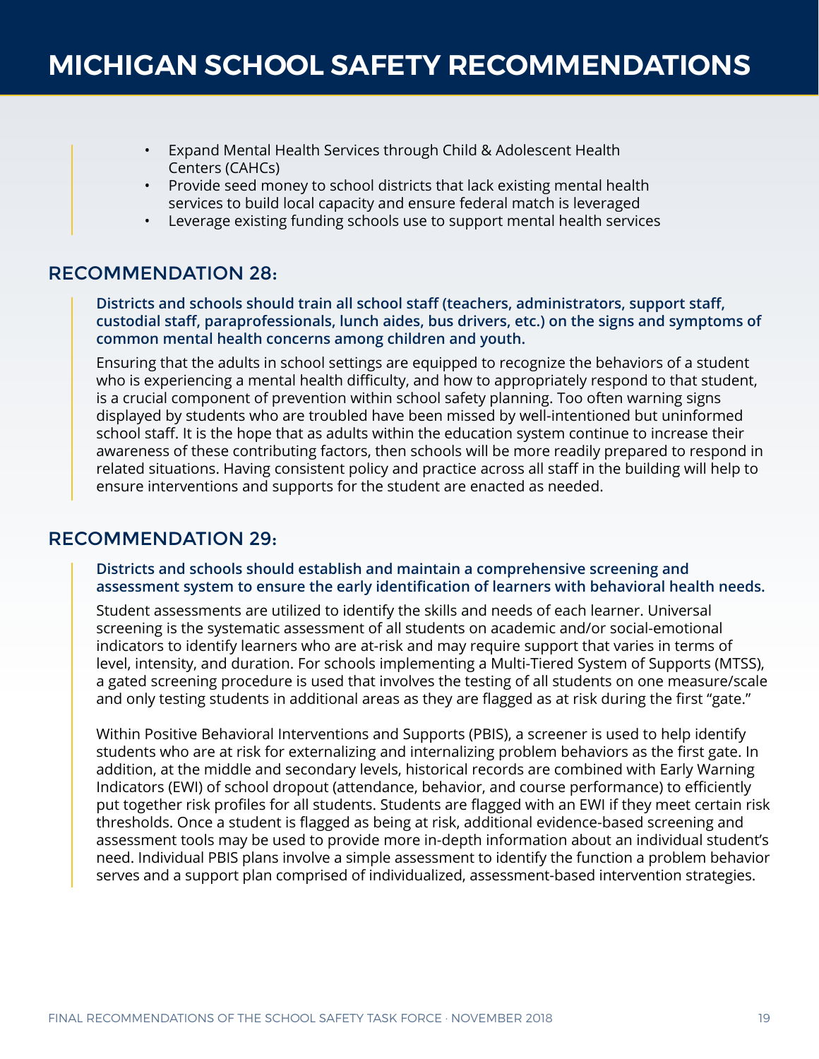- Expand Mental Health Services through Child & Adolescent Health Centers (CAHCs)
- Provide seed money to school districts that lack existing mental health services to build local capacity and ensure federal match is leveraged
- Leverage existing funding schools use to support mental health services

## RECOMMENDATION 28:

**Districts and schools should train all school staff (teachers, administrators, support staff, custodial staff, paraprofessionals, lunch aides, bus drivers, etc.) on the signs and symptoms of common mental health concerns among children and youth.**

Ensuring that the adults in school settings are equipped to recognize the behaviors of a student who is experiencing a mental health difficulty, and how to appropriately respond to that student, is a crucial component of prevention within school safety planning. Too often warning signs displayed by students who are troubled have been missed by well-intentioned but uninformed school staff. It is the hope that as adults within the education system continue to increase their awareness of these contributing factors, then schools will be more readily prepared to respond in related situations. Having consistent policy and practice across all staff in the building will help to ensure interventions and supports for the student are enacted as needed.

## RECOMMENDATION 29:

**Districts and schools should establish and maintain a comprehensive screening and assessment system to ensure the early identification of learners with behavioral health needs.**

Student assessments are utilized to identify the skills and needs of each learner. Universal screening is the systematic assessment of all students on academic and/or social-emotional indicators to identify learners who are at-risk and may require support that varies in terms of level, intensity, and duration. For schools implementing a Multi-Tiered System of Supports (MTSS), a gated screening procedure is used that involves the testing of all students on one measure/scale and only testing students in additional areas as they are flagged as at risk during the first "gate."

Within Positive Behavioral Interventions and Supports (PBIS), a screener is used to help identify students who are at risk for externalizing and internalizing problem behaviors as the first gate. In addition, at the middle and secondary levels, historical records are combined with Early Warning Indicators (EWI) of school dropout (attendance, behavior, and course performance) to efficiently put together risk profiles for all students. Students are flagged with an EWI if they meet certain risk thresholds. Once a student is flagged as being at risk, additional evidence-based screening and assessment tools may be used to provide more in-depth information about an individual student's need. Individual PBIS plans involve a simple assessment to identify the function a problem behavior serves and a support plan comprised of individualized, assessment-based intervention strategies.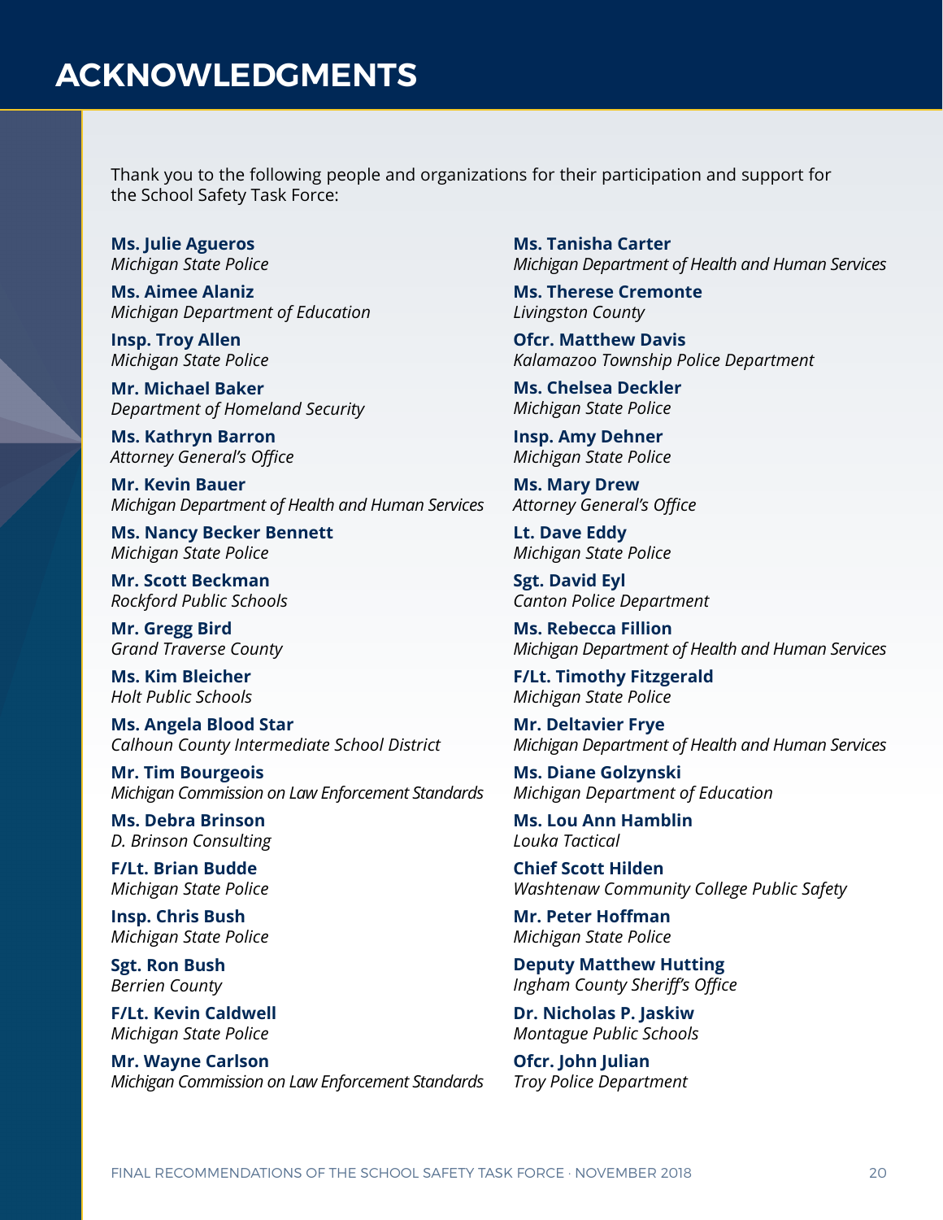# ACKNOWLEDGMENTS

Thank you to the following people and organizations for their participation and support for the School Safety Task Force:

**Ms. Julie Agueros**
*Michigan State Police*

**Ms. Aimee Alaniz**
*Michigan Department of Education*

**Insp. Troy Allen**
*Michigan State Police*

**Mr. Michael Baker**
*Department of Homeland Security*

**Ms. Kathryn Barron**
*Attorney General's Office*

**Mr. Kevin Bauer**
*Michigan Department of Health and Human Services*

**Ms. Nancy Becker Bennett**
*Michigan State Police*

**Mr. Scott Beckman**
*Rockford Public Schools*

**Mr. Gregg Bird**
*Grand Traverse County*

**Ms. Kim Bleicher**
*Holt Public Schools*

**Ms. Angela Blood Star**
*Calhoun County Intermediate School District*

**Mr. Tim Bourgeois**
*Michigan Commission on Law Enforcement Standards*

**Ms. Debra Brinson**
*D. Brinson Consulting*

**F/Lt. Brian Budde**
*Michigan State Police*

**Insp. Chris Bush**
*Michigan State Police*

**Sgt. Ron Bush**
*Berrien County*

**F/Lt. Kevin Caldwell**
*Michigan State Police*

**Mr. Wayne Carlson**
*Michigan Commission on Law Enforcement Standards*

**Ms. Tanisha Carter**
*Michigan Department of Health and Human Services*

**Ms. Therese Cremonte**
*Livingston County*

**Ofcr. Matthew Davis**
*Kalamazoo Township Police Department*

**Ms. Chelsea Deckler**
*Michigan State Police*

**Insp. Amy Dehner**
*Michigan State Police*

**Ms. Mary Drew**
*Attorney General's Office*

**Lt. Dave Eddy**
*Michigan State Police*

**Sgt. David Eyl**
*Canton Police Department*

**Ms. Rebecca Fillion**
*Michigan Department of Health and Human Services*

**F/Lt. Timothy Fitzgerald**
*Michigan State Police*

**Mr. Deltavier Frye**
*Michigan Department of Health and Human Services*

**Ms. Diane Golzynski**
*Michigan Department of Education*

**Ms. Lou Ann Hamblin**
*Louka Tactical*

**Chief Scott Hilden**
*Washtenaw Community College Public Safety*

**Mr. Peter Hoffman**
*Michigan State Police*

**Deputy Matthew Hutting**
*Ingham County Sheriff's Office*

**Dr. Nicholas P. Jaskiw**
*Montague Public Schools*

**Ofcr. John Julian**
*Troy Police Department*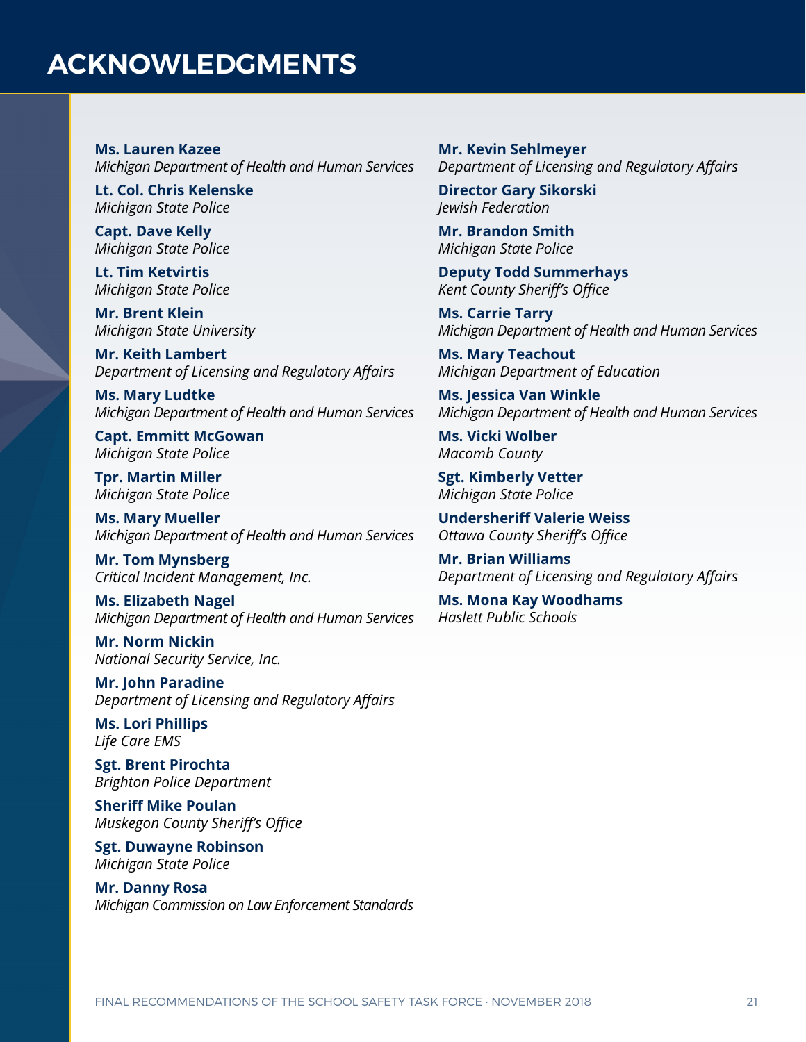# ACKNOWLEDGMENTS

**Ms. Lauren Kazee**
*Michigan Department of Health and Human Services*

**Lt. Col. Chris Kelenske**
*Michigan State Police*

**Capt. Dave Kelly**
*Michigan State Police*

**Lt. Tim Ketvirtis**
*Michigan State Police*

**Mr. Brent Klein**
*Michigan State University*

**Mr. Keith Lambert**
*Department of Licensing and Regulatory Affairs*

**Ms. Mary Ludtke**
*Michigan Department of Health and Human Services*

**Capt. Emmitt McGowan**
*Michigan State Police*

**Tpr. Martin Miller**
*Michigan State Police*

**Ms. Mary Mueller**
*Michigan Department of Health and Human Services*

**Mr. Tom Mynsberg**
*Critical Incident Management, Inc.*

**Ms. Elizabeth Nagel**
*Michigan Department of Health and Human Services*

**Mr. Norm Nickin**
*National Security Service, Inc.*

**Mr. John Paradine**
*Department of Licensing and Regulatory Affairs*

**Ms. Lori Phillips**
*Life Care EMS*

**Sgt. Brent Pirochta**
*Brighton Police Department*

**Sheriff Mike Poulan**
*Muskegon County Sheriff's Office*

**Sgt. Duwayne Robinson**
*Michigan State Police*

**Mr. Danny Rosa**
*Michigan Commission on Law Enforcement Standards*

**Mr. Kevin Sehlmeyer**
*Department of Licensing and Regulatory Affairs*

**Director Gary Sikorski**
*Jewish Federation*

**Mr. Brandon Smith**
*Michigan State Police*

**Deputy Todd Summerhays**
*Kent County Sheriff's Office*

**Ms. Carrie Tarry**
*Michigan Department of Health and Human Services*

**Ms. Mary Teachout**
*Michigan Department of Education*

**Ms. Jessica Van Winkle**
*Michigan Department of Health and Human Services*

**Ms. Vicki Wolber**
*Macomb County*

**Sgt. Kimberly Vetter**
*Michigan State Police*

**Undersheriff Valerie Weiss**
*Ottawa County Sheriff's Office*

**Mr. Brian Williams**
*Department of Licensing and Regulatory Affairs*

**Ms. Mona Kay Woodhams**
*Haslett Public Schools*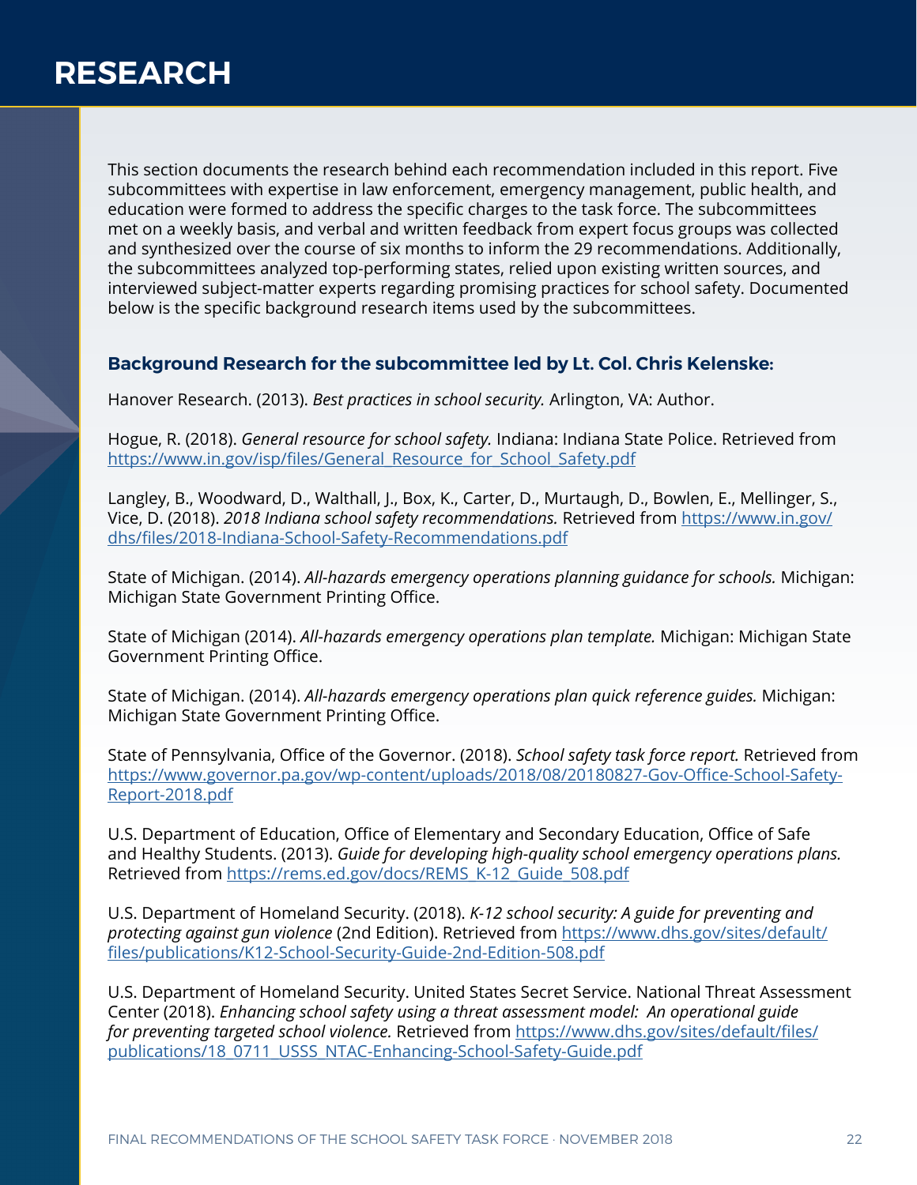# RESEARCH

This section documents the research behind each recommendation included in this report. Five subcommittees with expertise in law enforcement, emergency management, public health, and education were formed to address the specific charges to the task force. The subcommittees met on a weekly basis, and verbal and written feedback from expert focus groups was collected and synthesized over the course of six months to inform the 29 recommendations. Additionally, the subcommittees analyzed top-performing states, relied upon existing written sources, and interviewed subject-matter experts regarding promising practices for school safety. Documented below is the specific background research items used by the subcommittees.

### Background Research for the subcommittee led by Lt. Col. Chris Kelenske:

Hanover Research. (2013). *Best practices in school security.* Arlington, VA: Author.

Hogue, R. (2018). *General resource for school safety.* Indiana: Indiana State Police. Retrieved from https://www.in.gov/isp/files/General_Resource_for_School_Safety.pdf

Langley, B., Woodward, D., Walthall, J., Box, K., Carter, D., Murtaugh, D., Bowlen, E., Mellinger, S., Vice, D. (2018). *2018 Indiana school safety recommendations.* Retrieved from https://www.in.gov/dhs/files/2018-Indiana-School-Safety-Recommendations.pdf

State of Michigan. (2014). *All-hazards emergency operations planning guidance for schools.* Michigan: Michigan State Government Printing Office.

State of Michigan (2014). *All-hazards emergency operations plan template.* Michigan: Michigan State Government Printing Office.

State of Michigan. (2014). *All-hazards emergency operations plan quick reference guides.* Michigan: Michigan State Government Printing Office.

State of Pennsylvania, Office of the Governor. (2018). *School safety task force report.* Retrieved from https://www.governor.pa.gov/wp-content/uploads/2018/08/20180827-Gov-Office-School-Safety-Report-2018.pdf

U.S. Department of Education, Office of Elementary and Secondary Education, Office of Safe and Healthy Students. (2013). *Guide for developing high-quality school emergency operations plans.* Retrieved from https://rems.ed.gov/docs/REMS_K-12_Guide_508.pdf

U.S. Department of Homeland Security. (2018). *K-12 school security: A guide for preventing and protecting against gun violence* (2nd Edition). Retrieved from https://www.dhs.gov/sites/default/files/publications/K12-School-Security-Guide-2nd-Edition-508.pdf

U.S. Department of Homeland Security. United States Secret Service. National Threat Assessment Center (2018). *Enhancing school safety using a threat assessment model: An operational guide for preventing targeted school violence.* Retrieved from https://www.dhs.gov/sites/default/files/publications/18_0711_USSS_NTAC-Enhancing-School-Safety-Guide.pdf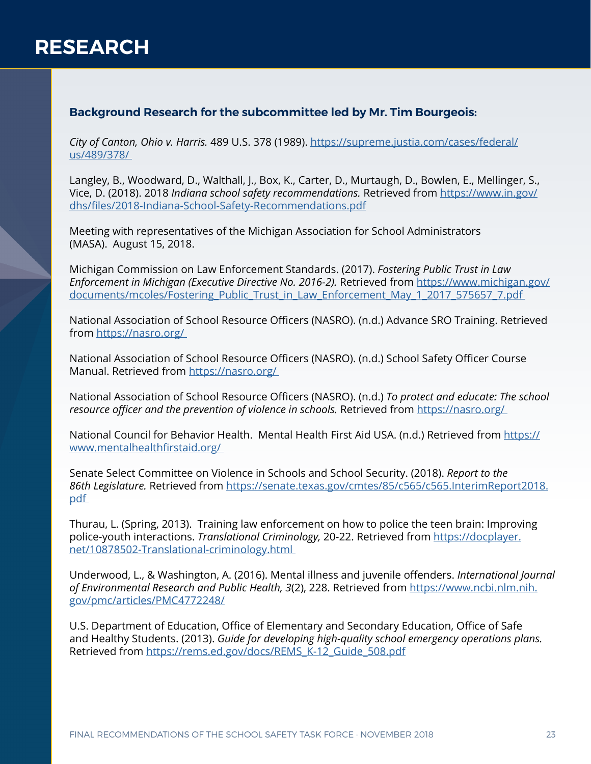# RESEARCH

### Background Research for the subcommittee led by Mr. Tim Bourgeois:

*City of Canton, Ohio v. Harris.* 489 U.S. 378 (1989). https://supreme.justia.com/cases/federal/us/489/378/

Langley, B., Woodward, D., Walthall, J., Box, K., Carter, D., Murtaugh, D., Bowlen, E., Mellinger, S., Vice, D. (2018). 2018 *Indiana school safety recommendations.* Retrieved from https://www.in.gov/dhs/files/2018-Indiana-School-Safety-Recommendations.pdf

Meeting with representatives of the Michigan Association for School Administrators (MASA). August 15, 2018.

Michigan Commission on Law Enforcement Standards. (2017). *Fostering Public Trust in Law Enforcement in Michigan (Executive Directive No. 2016-2).* Retrieved from https://www.michigan.gov/documents/mcoles/Fostering_Public_Trust_in_Law_Enforcement_May_1_2017_575657_7.pdf

National Association of School Resource Officers (NASRO). (n.d.) Advance SRO Training. Retrieved from https://nasro.org/

National Association of School Resource Officers (NASRO). (n.d.) School Safety Officer Course Manual. Retrieved from https://nasro.org/

National Association of School Resource Officers (NASRO). (n.d.) *To protect and educate: The school resource officer and the prevention of violence in schools.* Retrieved from https://nasro.org/

National Council for Behavior Health. Mental Health First Aid USA. (n.d.) Retrieved from https://www.mentalhealthfirstaid.org/

Senate Select Committee on Violence in Schools and School Security. (2018). *Report to the 86th Legislature.* Retrieved from https://senate.texas.gov/cmtes/85/c565/c565.InterimReport2018.pdf

Thurau, L. (Spring, 2013). Training law enforcement on how to police the teen brain: Improving police-youth interactions. *Translational Criminology,* 20-22. Retrieved from https://docplayer.net/10878502-Translational-criminology.html

Underwood, L., & Washington, A. (2016). Mental illness and juvenile offenders. *International Journal of Environmental Research and Public Health, 3*(2), 228. Retrieved from https://www.ncbi.nlm.nih.gov/pmc/articles/PMC4772248/

U.S. Department of Education, Office of Elementary and Secondary Education, Office of Safe and Healthy Students. (2013). *Guide for developing high-quality school emergency operations plans.* Retrieved from https://rems.ed.gov/docs/REMS_K-12_Guide_508.pdf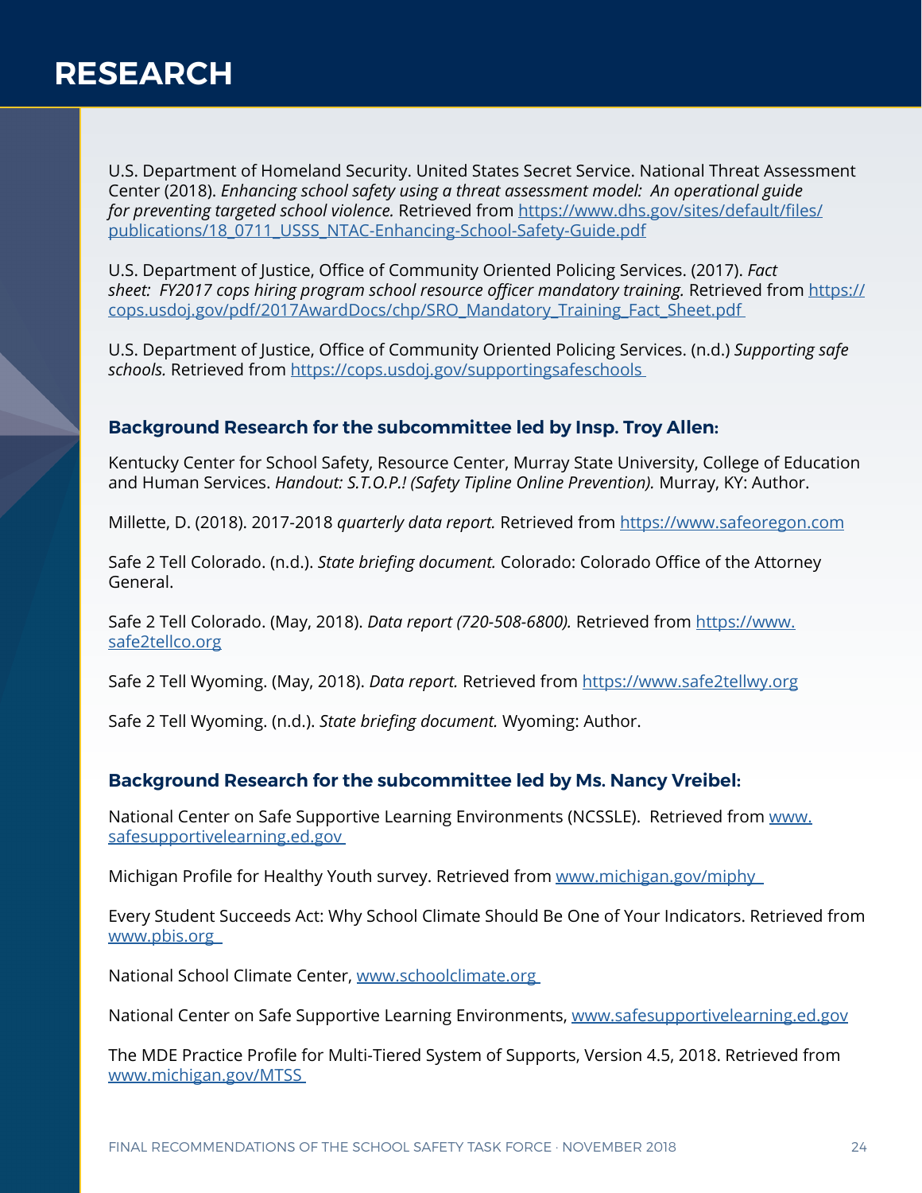# RESEARCH

U.S. Department of Homeland Security. United States Secret Service. National Threat Assessment Center (2018). *Enhancing school safety using a threat assessment model: An operational guide for preventing targeted school violence.* Retrieved from https://www.dhs.gov/sites/default/files/publications/18_0711_USSS_NTAC-Enhancing-School-Safety-Guide.pdf

U.S. Department of Justice, Office of Community Oriented Policing Services. (2017). *Fact sheet: FY2017 cops hiring program school resource officer mandatory training.* Retrieved from https://cops.usdoj.gov/pdf/2017AwardDocs/chp/SRO_Mandatory_Training_Fact_Sheet.pdf

U.S. Department of Justice, Office of Community Oriented Policing Services. (n.d.) *Supporting safe schools.* Retrieved from https://cops.usdoj.gov/supportingsafeschools

### Background Research for the subcommittee led by Insp. Troy Allen:

Kentucky Center for School Safety, Resource Center, Murray State University, College of Education and Human Services. *Handout: S.T.O.P.! (Safety Tipline Online Prevention).* Murray, KY: Author.

Millette, D. (2018). 2017-2018 *quarterly data report.* Retrieved from https://www.safeoregon.com

Safe 2 Tell Colorado. (n.d.). *State briefing document.* Colorado: Colorado Office of the Attorney General.

Safe 2 Tell Colorado. (May, 2018). *Data report (720-508-6800).* Retrieved from https://www.safe2tellco.org

Safe 2 Tell Wyoming. (May, 2018). *Data report.* Retrieved from https://www.safe2tellwy.org

Safe 2 Tell Wyoming. (n.d.). *State briefing document.* Wyoming: Author.

### Background Research for the subcommittee led by Ms. Nancy Vreibel:

National Center on Safe Supportive Learning Environments (NCSSLE). Retrieved from www.safesupportivelearning.ed.gov

Michigan Profile for Healthy Youth survey. Retrieved from www.michigan.gov/miphy

Every Student Succeeds Act: Why School Climate Should Be One of Your Indicators. Retrieved from www.pbis.org

National School Climate Center, www.schoolclimate.org

National Center on Safe Supportive Learning Environments, www.safesupportivelearning.ed.gov

The MDE Practice Profile for Multi-Tiered System of Supports, Version 4.5, 2018. Retrieved from www.michigan.gov/MTSS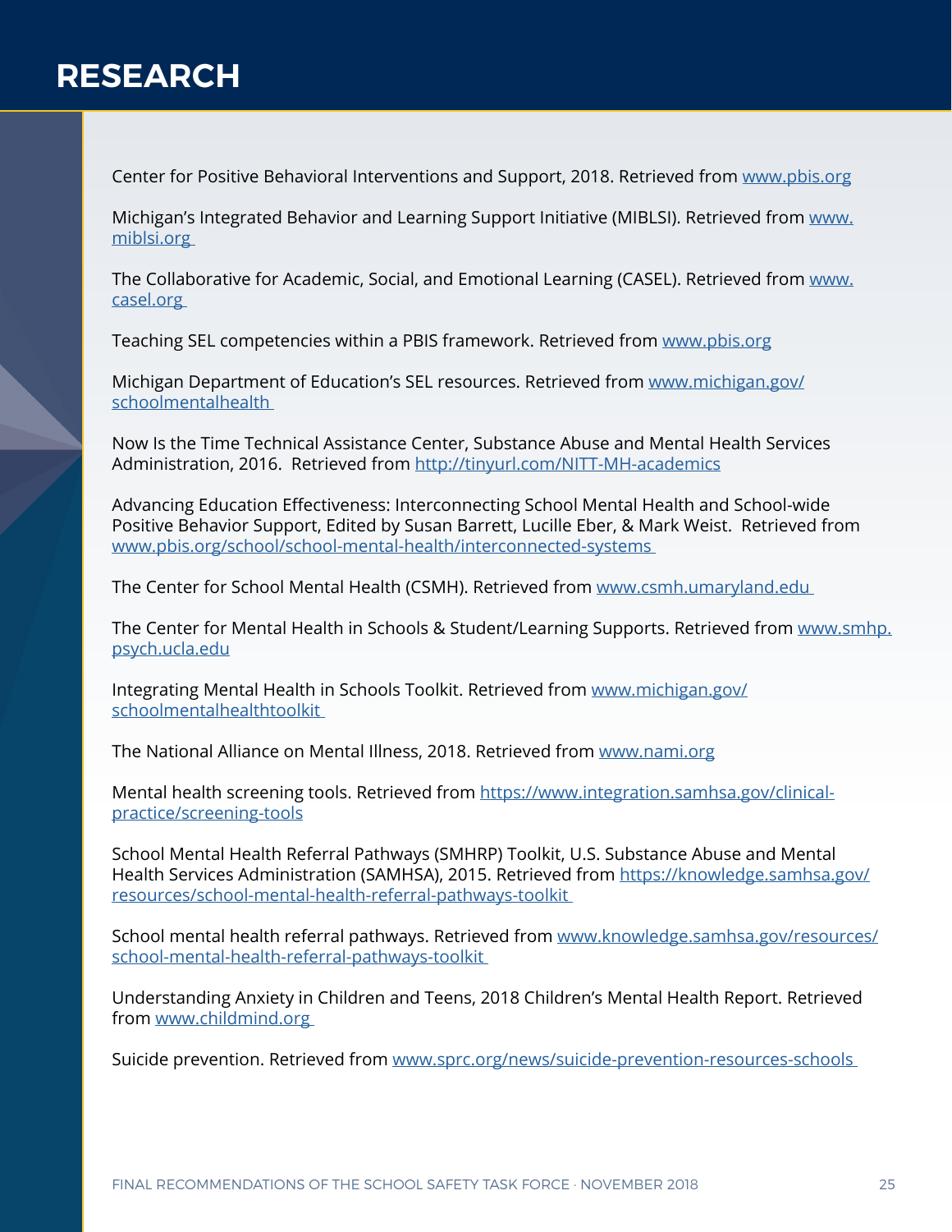# RESEARCH

Center for Positive Behavioral Interventions and Support, 2018. Retrieved from www.pbis.org

Michigan's Integrated Behavior and Learning Support Initiative (MIBLSI). Retrieved from www.miblsi.org

The Collaborative for Academic, Social, and Emotional Learning (CASEL). Retrieved from www.casel.org

Teaching SEL competencies within a PBIS framework. Retrieved from www.pbis.org

Michigan Department of Education's SEL resources. Retrieved from www.michigan.gov/schoolmentalhealth

Now Is the Time Technical Assistance Center, Substance Abuse and Mental Health Services Administration, 2016. Retrieved from http://tinyurl.com/NITT-MH-academics

Advancing Education Effectiveness: Interconnecting School Mental Health and School-wide Positive Behavior Support, Edited by Susan Barrett, Lucille Eber, & Mark Weist. Retrieved from www.pbis.org/school/school-mental-health/interconnected-systems

The Center for School Mental Health (CSMH). Retrieved from www.csmh.umaryland.edu

The Center for Mental Health in Schools & Student/Learning Supports. Retrieved from www.smhp.psych.ucla.edu

Integrating Mental Health in Schools Toolkit. Retrieved from www.michigan.gov/schoolmentalhealthtoolkit

The National Alliance on Mental Illness, 2018. Retrieved from www.nami.org

Mental health screening tools. Retrieved from https://www.integration.samhsa.gov/clinical-practice/screening-tools

School Mental Health Referral Pathways (SMHRP) Toolkit, U.S. Substance Abuse and Mental Health Services Administration (SAMHSA), 2015. Retrieved from https://knowledge.samhsa.gov/resources/school-mental-health-referral-pathways-toolkit

School mental health referral pathways. Retrieved from www.knowledge.samhsa.gov/resources/school-mental-health-referral-pathways-toolkit

Understanding Anxiety in Children and Teens, 2018 Children's Mental Health Report. Retrieved from www.childmind.org

Suicide prevention. Retrieved from www.sprc.org/news/suicide-prevention-resources-schools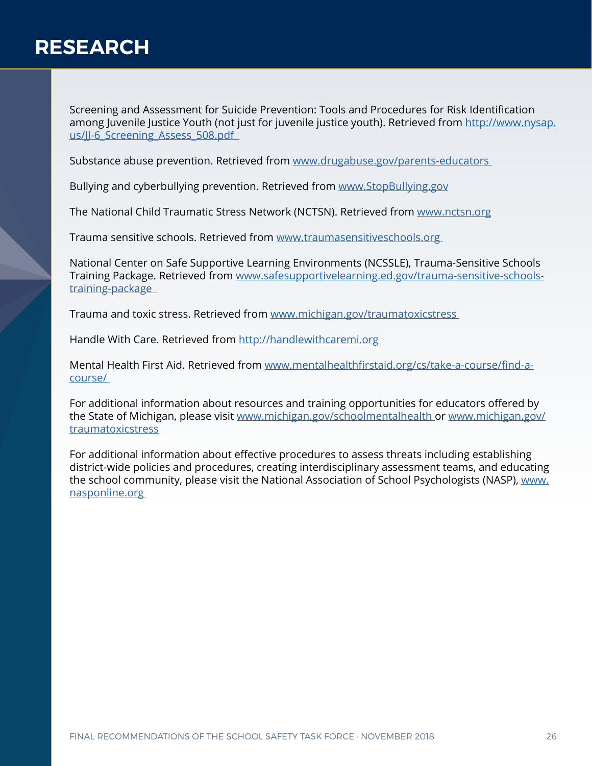# RESEARCH

Screening and Assessment for Suicide Prevention: Tools and Procedures for Risk Identification among Juvenile Justice Youth (not just for juvenile justice youth). Retrieved from http://www.nysap.us/JJ-6_Screening_Assess_508.pdf

Substance abuse prevention. Retrieved from www.drugabuse.gov/parents-educators

Bullying and cyberbullying prevention. Retrieved from www.StopBullying.gov

The National Child Traumatic Stress Network (NCTSN). Retrieved from www.nctsn.org

Trauma sensitive schools. Retrieved from www.traumasensitiveschools.org

National Center on Safe Supportive Learning Environments (NCSSLE), Trauma-Sensitive Schools Training Package. Retrieved from www.safesupportivelearning.ed.gov/trauma-sensitive-schools-training-package

Trauma and toxic stress. Retrieved from www.michigan.gov/traumatoxicstress

Handle With Care. Retrieved from http://handlewithcaremi.org

Mental Health First Aid. Retrieved from www.mentalhealthfirstaid.org/cs/take-a-course/find-a-course/

For additional information about resources and training opportunities for educators offered by the State of Michigan, please visit www.michigan.gov/schoolmentalhealth or www.michigan.gov/traumatoxicstress

For additional information about effective procedures to assess threats including establishing district-wide policies and procedures, creating interdisciplinary assessment teams, and educating the school community, please visit the National Association of School Psychologists (NASP), www.nasponline.org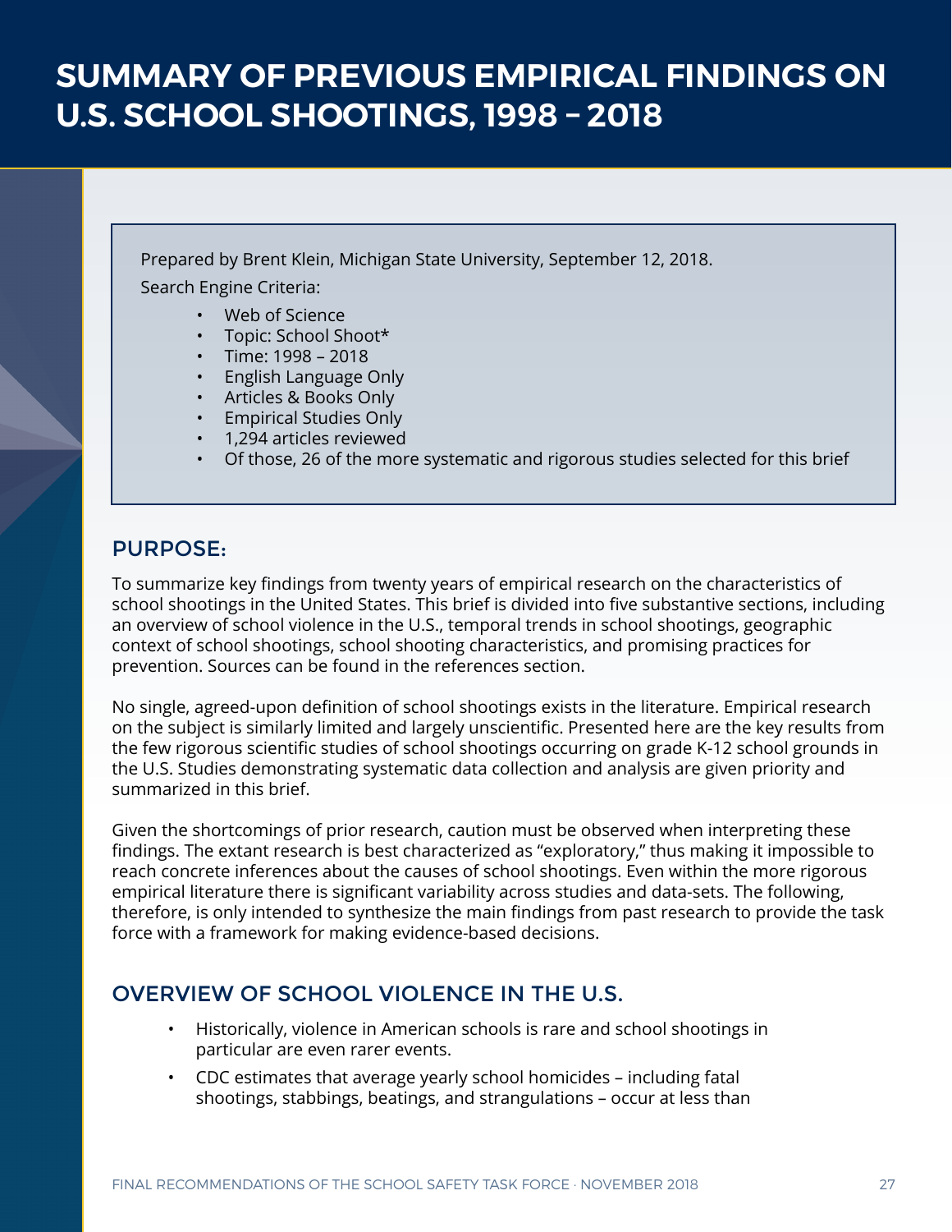# SUMMARY OF PREVIOUS EMPIRICAL FINDINGS ON U.S. SCHOOL SHOOTINGS, 1998 – 2018

Prepared by Brent Klein, Michigan State University, September 12, 2018.

Search Engine Criteria:

- Web of Science
- Topic: School Shoot*
- Time: 1998 – 2018
- English Language Only
- Articles & Books Only
- Empirical Studies Only
- 1,294 articles reviewed
- Of those, 26 of the more systematic and rigorous studies selected for this brief

## PURPOSE:

To summarize key findings from twenty years of empirical research on the characteristics of school shootings in the United States. This brief is divided into five substantive sections, including an overview of school violence in the U.S., temporal trends in school shootings, geographic context of school shootings, school shooting characteristics, and promising practices for prevention. Sources can be found in the references section.

No single, agreed-upon definition of school shootings exists in the literature. Empirical research on the subject is similarly limited and largely unscientific. Presented here are the key results from the few rigorous scientific studies of school shootings occurring on grade K-12 school grounds in the U.S. Studies demonstrating systematic data collection and analysis are given priority and summarized in this brief.

Given the shortcomings of prior research, caution must be observed when interpreting these findings. The extant research is best characterized as "exploratory," thus making it impossible to reach concrete inferences about the causes of school shootings. Even within the more rigorous empirical literature there is significant variability across studies and data-sets. The following, therefore, is only intended to synthesize the main findings from past research to provide the task force with a framework for making evidence-based decisions.

## OVERVIEW OF SCHOOL VIOLENCE IN THE U.S.

- Historically, violence in American schools is rare and school shootings in particular are even rarer events.
- CDC estimates that average yearly school homicides – including fatal shootings, stabbings, beatings, and strangulations – occur at less than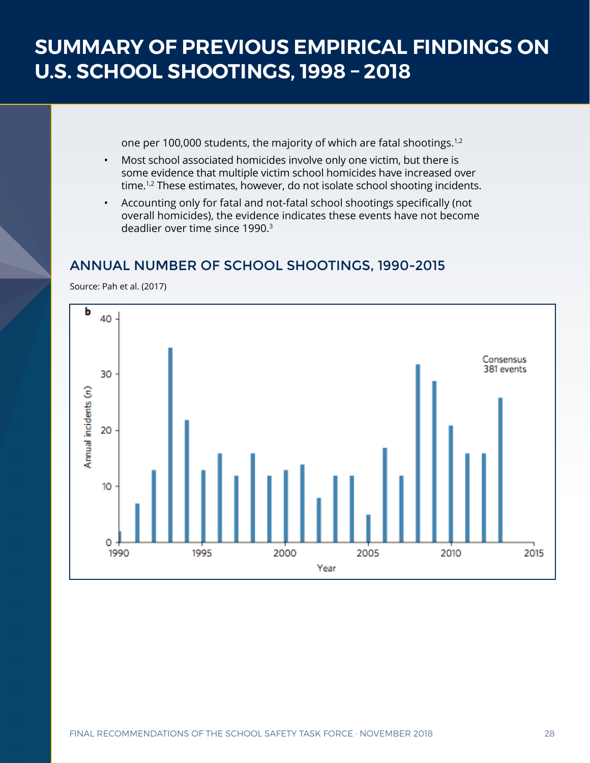# SUMMARY OF PREVIOUS EMPIRICAL FINDINGS ON U.S. SCHOOL SHOOTINGS, 1998 – 2018

one per 100,000 students, the majority of which are fatal shootings.[1,2]

- Most school associated homicides involve only one victim, but there is some evidence that multiple victim school homicides have increased over time.[1,2] These estimates, however, do not isolate school shooting incidents.
- Accounting only for fatal and not-fatal school shootings specifically (not overall homicides), the evidence indicates these events have not become deadlier over time since 1990.[3]

## ANNUAL NUMBER OF SCHOOL SHOOTINGS, 1990-2015

Source: Pah et al. (2017)

b

Annual incidents (n)

Consensus
381 events

Year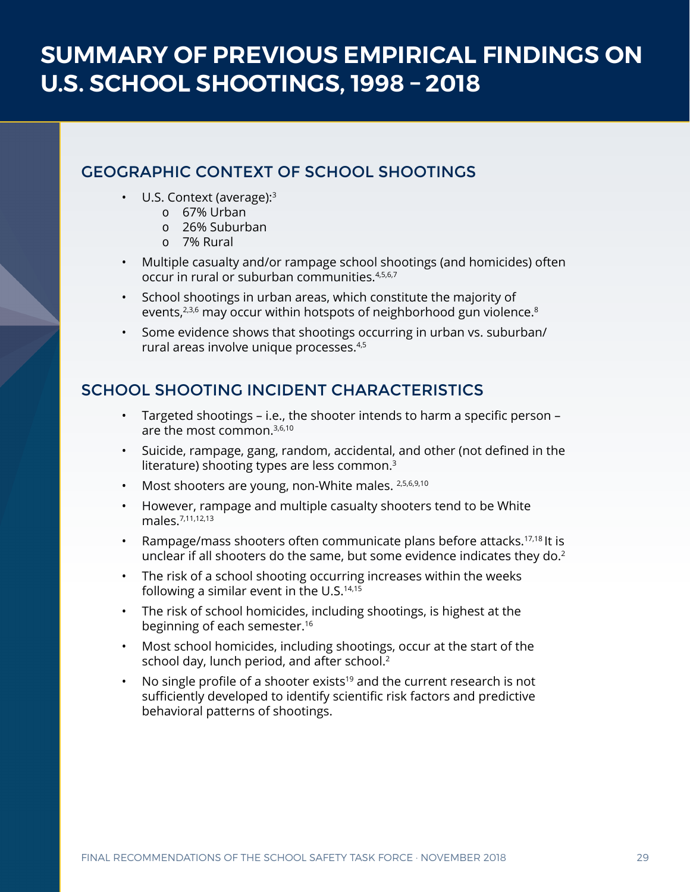# SUMMARY OF PREVIOUS EMPIRICAL FINDINGS ON U.S. SCHOOL SHOOTINGS, 1998 – 2018

## GEOGRAPHIC CONTEXT OF SCHOOL SHOOTINGS

- U.S. Context (average):[3]
  - 67% Urban
  - 26% Suburban
  - 7% Rural
- Multiple casualty and/or rampage school shootings (and homicides) often occur in rural or suburban communities.[4,5,6,7]
- School shootings in urban areas, which constitute the majority of events,[2,3,6] may occur within hotspots of neighborhood gun violence.[8]
- Some evidence shows that shootings occurring in urban vs. suburban/rural areas involve unique processes.[4,5]

## SCHOOL SHOOTING INCIDENT CHARACTERISTICS

- Targeted shootings – i.e., the shooter intends to harm a specific person – are the most common.[3,6,10]
- Suicide, rampage, gang, random, accidental, and other (not defined in the literature) shooting types are less common.[3]
- Most shooters are young, non-White males. [2,5,6,9,10]
- However, rampage and multiple casualty shooters tend to be White males.[7,11,12,13]
- Rampage/mass shooters often communicate plans before attacks.[17,18] It is unclear if all shooters do the same, but some evidence indicates they do.[2]
- The risk of a school shooting occurring increases within the weeks following a similar event in the U.S.[14,15]
- The risk of school homicides, including shootings, is highest at the beginning of each semester.[16]
- Most school homicides, including shootings, occur at the start of the school day, lunch period, and after school.[2]
- No single profile of a shooter exists[19] and the current research is not sufficiently developed to identify scientific risk factors and predictive behavioral patterns of shootings.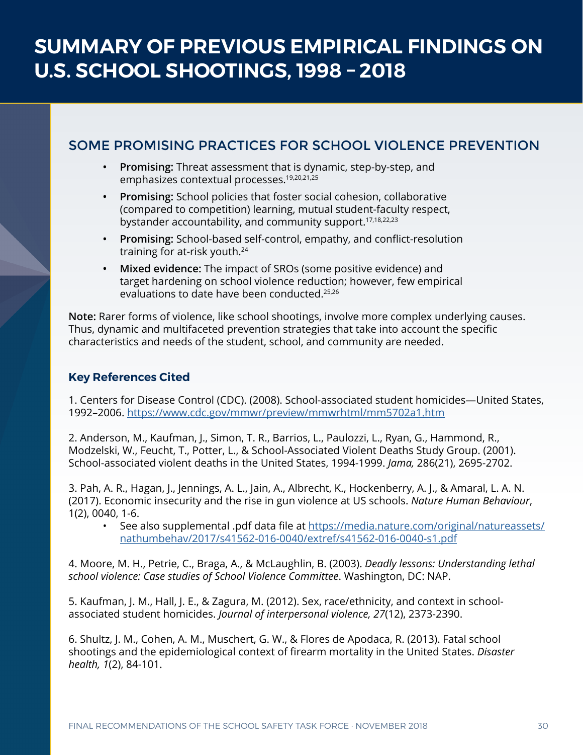# SUMMARY OF PREVIOUS EMPIRICAL FINDINGS ON U.S. SCHOOL SHOOTINGS, 1998 – 2018

## SOME PROMISING PRACTICES FOR SCHOOL VIOLENCE PREVENTION

- **Promising:** Threat assessment that is dynamic, step-by-step, and emphasizes contextual processes.[19,20,21,25]
- **Promising:** School policies that foster social cohesion, collaborative (compared to competition) learning, mutual student-faculty respect, bystander accountability, and community support.[17,18,22,23]
- **Promising:** School-based self-control, empathy, and conflict-resolution training for at-risk youth.[24]
- **Mixed evidence:** The impact of SROs (some positive evidence) and target hardening on school violence reduction; however, few empirical evaluations to date have been conducted.[25,26]

**Note:** Rarer forms of violence, like school shootings, involve more complex underlying causes. Thus, dynamic and multifaceted prevention strategies that take into account the specific characteristics and needs of the student, school, and community are needed.

### Key References Cited

1. Centers for Disease Control (CDC). (2008). School-associated student homicides—United States, 1992–2006. https://www.cdc.gov/mmwr/preview/mmwrhtml/mm5702a1.htm

2. Anderson, M., Kaufman, J., Simon, T. R., Barrios, L., Paulozzi, L., Ryan, G., Hammond, R., Modzelski, W., Feucht, T., Potter, L., & School-Associated Violent Deaths Study Group. (2001). School-associated violent deaths in the United States, 1994-1999. *Jama,* 286(21), 2695-2702.

3. Pah, A. R., Hagan, J., Jennings, A. L., Jain, A., Albrecht, K., Hockenberry, A. J., & Amaral, L. A. N. (2017). Economic insecurity and the rise in gun violence at US schools. *Nature Human Behaviour*, 1(2), 0040, 1-6.
   - See also supplemental .pdf data file at https://media.nature.com/original/natureassets/nathumbehav/2017/s41562-016-0040/extref/s41562-016-0040-s1.pdf

4. Moore, M. H., Petrie, C., Braga, A., & McLaughlin, B. (2003). *Deadly lessons: Understanding lethal school violence: Case studies of School Violence Committee*. Washington, DC: NAP.

5. Kaufman, J. M., Hall, J. E., & Zagura, M. (2012). Sex, race/ethnicity, and context in school-associated student homicides. *Journal of interpersonal violence, 27*(12), 2373-2390.

6. Shultz, J. M., Cohen, A. M., Muschert, G. W., & Flores de Apodaca, R. (2013). Fatal school shootings and the epidemiological context of firearm mortality in the United States. *Disaster health, 1*(2), 84-101.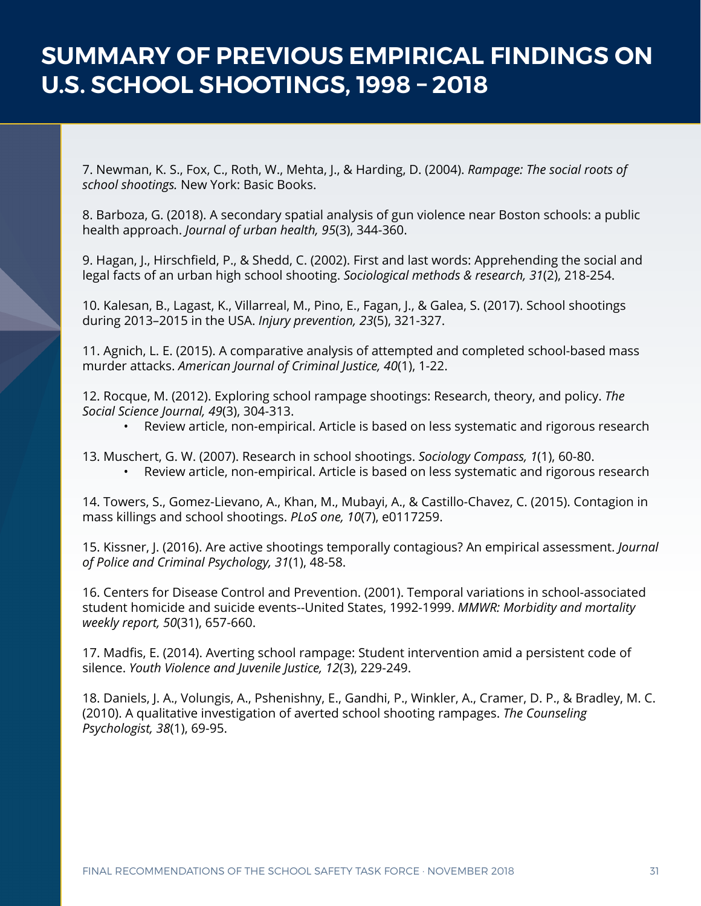# SUMMARY OF PREVIOUS EMPIRICAL FINDINGS ON U.S. SCHOOL SHOOTINGS, 1998 – 2018

7. Newman, K. S., Fox, C., Roth, W., Mehta, J., & Harding, D. (2004). *Rampage: The social roots of school shootings.* New York: Basic Books.

8. Barboza, G. (2018). A secondary spatial analysis of gun violence near Boston schools: a public health approach. *Journal of urban health, 95*(3), 344-360.

9. Hagan, J., Hirschfield, P., & Shedd, C. (2002). First and last words: Apprehending the social and legal facts of an urban high school shooting. *Sociological methods & research, 31*(2), 218-254.

10. Kalesan, B., Lagast, K., Villarreal, M., Pino, E., Fagan, J., & Galea, S. (2017). School shootings during 2013–2015 in the USA. *Injury prevention, 23*(5), 321-327.

11. Agnich, L. E. (2015). A comparative analysis of attempted and completed school-based mass murder attacks. *American Journal of Criminal Justice, 40*(1), 1-22.

12. Rocque, M. (2012). Exploring school rampage shootings: Research, theory, and policy. *The Social Science Journal, 49*(3), 304-313.
   - Review article, non-empirical. Article is based on less systematic and rigorous research

13. Muschert, G. W. (2007). Research in school shootings. *Sociology Compass, 1*(1), 60-80.
   - Review article, non-empirical. Article is based on less systematic and rigorous research

14. Towers, S., Gomez-Lievano, A., Khan, M., Mubayi, A., & Castillo-Chavez, C. (2015). Contagion in mass killings and school shootings. *PLoS one, 10*(7), e0117259.

15. Kissner, J. (2016). Are active shootings temporally contagious? An empirical assessment. *Journal of Police and Criminal Psychology, 31*(1), 48-58.

16. Centers for Disease Control and Prevention. (2001). Temporal variations in school-associated student homicide and suicide events--United States, 1992-1999. *MMWR: Morbidity and mortality weekly report, 50*(31), 657-660.

17. Madfis, E. (2014). Averting school rampage: Student intervention amid a persistent code of silence. *Youth Violence and Juvenile Justice, 12*(3), 229-249.

18. Daniels, J. A., Volungis, A., Pshenishny, E., Gandhi, P., Winkler, A., Cramer, D. P., & Bradley, M. C. (2010). A qualitative investigation of averted school shooting rampages. *The Counseling Psychologist, 38*(1), 69-95.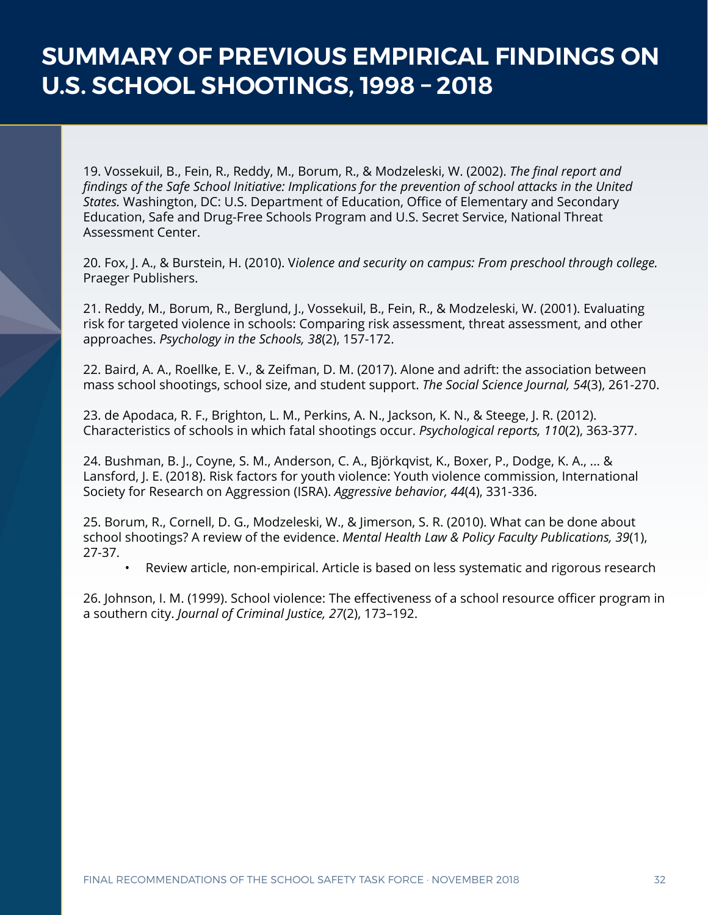# SUMMARY OF PREVIOUS EMPIRICAL FINDINGS ON U.S. SCHOOL SHOOTINGS, 1998 – 2018

19. Vossekuil, B., Fein, R., Reddy, M., Borum, R., & Modzeleski, W. (2002). *The final report and findings of the Safe School Initiative: Implications for the prevention of school attacks in the United States.* Washington, DC: U.S. Department of Education, Office of Elementary and Secondary Education, Safe and Drug-Free Schools Program and U.S. Secret Service, National Threat Assessment Center.

20. Fox, J. A., & Burstein, H. (2010). V*iolence and security on campus: From preschool through college.* Praeger Publishers.

21. Reddy, M., Borum, R., Berglund, J., Vossekuil, B., Fein, R., & Modzeleski, W. (2001). Evaluating risk for targeted violence in schools: Comparing risk assessment, threat assessment, and other approaches. *Psychology in the Schools, 38*(2), 157-172.

22. Baird, A. A., Roellke, E. V., & Zeifman, D. M. (2017). Alone and adrift: the association between mass school shootings, school size, and student support. *The Social Science Journal, 54*(3), 261-270.

23. de Apodaca, R. F., Brighton, L. M., Perkins, A. N., Jackson, K. N., & Steege, J. R. (2012). Characteristics of schools in which fatal shootings occur. *Psychological reports, 110*(2), 363-377.

24. Bushman, B. J., Coyne, S. M., Anderson, C. A., Björkqvist, K., Boxer, P., Dodge, K. A., ... & Lansford, J. E. (2018). Risk factors for youth violence: Youth violence commission, International Society for Research on Aggression (ISRA). *Aggressive behavior, 44*(4), 331-336.

25. Borum, R., Cornell, D. G., Modzeleski, W., & Jimerson, S. R. (2010). What can be done about school shootings? A review of the evidence. *Mental Health Law & Policy Faculty Publications, 39*(1), 27-37.

- Review article, non-empirical. Article is based on less systematic and rigorous research

26. Johnson, I. M. (1999). School violence: The effectiveness of a school resource officer program in a southern city. *Journal of Criminal Justice, 27*(2), 173–192.